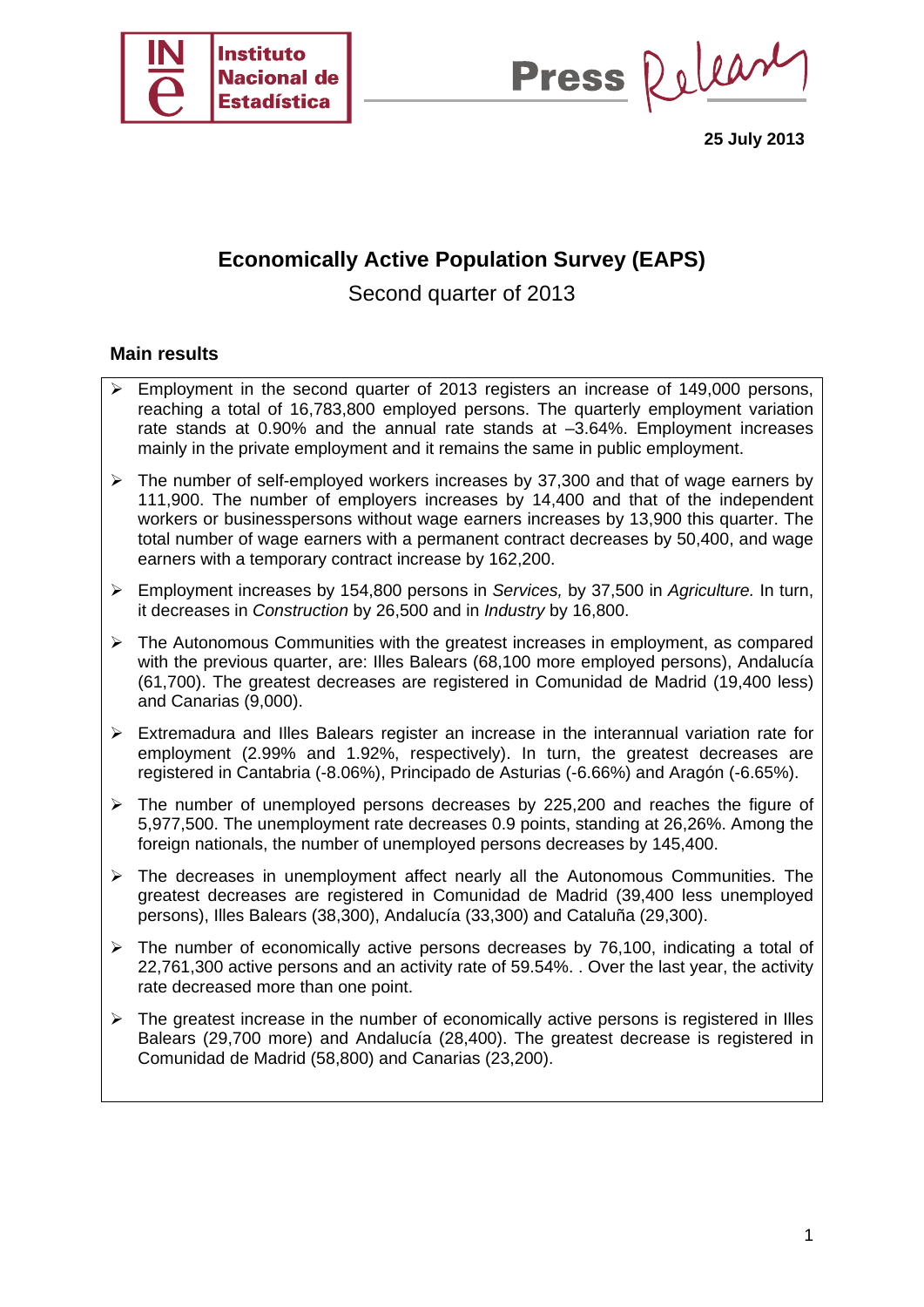25 July 2013

# Economically Active Population Survey (EAPS)

Second quarter of 2013

## Main results

- Employment in the second quarter of 2013 registers an increase of 149,000 persons, reaching a total of 16,783,800 employed persons. The quarterly employment variation rate stands at 0.90% and the annual rate stands at –3.64%. Employment increases mainly in the private employment and it remains the same in public employment.
- The number of self-employed workers increases by 37,300 and that of wage earners by 111,900. The number of employers increases by 14,400 and that of the independent workers or businesspersons without wage earners increases by 13,900 this quarter. The total number of wage earners with a permanent contract decreases by 50,400, and wage earners with a temporary contract increase by 162,200.
- Employment increases by 154,800 persons in *Services,* by 37,500 in *Agriculture.* In turn, it decreases in *Construction* by 26,500 and in *Industry* by 16,800.
- The Autonomous Communities with the greatest increases in employment, as compared with the previous quarter, are: Illes Balears (68,100 more employed persons), Andalucía (61,700). The greatest decreases are registered in Comunidad de Madrid (19,400 less) and Canarias (9,000).
- Extremadura and Illes Balears register an increase in the interannual variation rate for employment (2.99% and 1.92%, respectively). In turn, the greatest decreases are registered in Cantabria (-8.06%), Principado de Asturias (-6.66%) and Aragón (-6.65%).
- The number of unemployed persons decreases by 225,200 and reaches the figure of 5,977,500. The unemployment rate decreases 0.9 points, standing at 26,26%. Among the foreign nationals, the number of unemployed persons decreases by 145,400.
- The decreases in unemployment affect nearly all the Autonomous Communities. The greatest decreases are registered in Comunidad de Madrid (39,400 less unemployed persons), Illes Balears (38,300), Andalucía (33,300) and Cataluña (29,300).
- The number of economically active persons decreases by 76,100, indicating a total of 22,761,300 active persons and an activity rate of 59.54%. . Over the last year, the activity rate decreased more than one point.
- The greatest increase in the number of economically active persons is registered in Illes Balears (29,700 more) and Andalucía (28,400). The greatest decrease is registered in Comunidad de Madrid (58,800) and Canarias (23,200).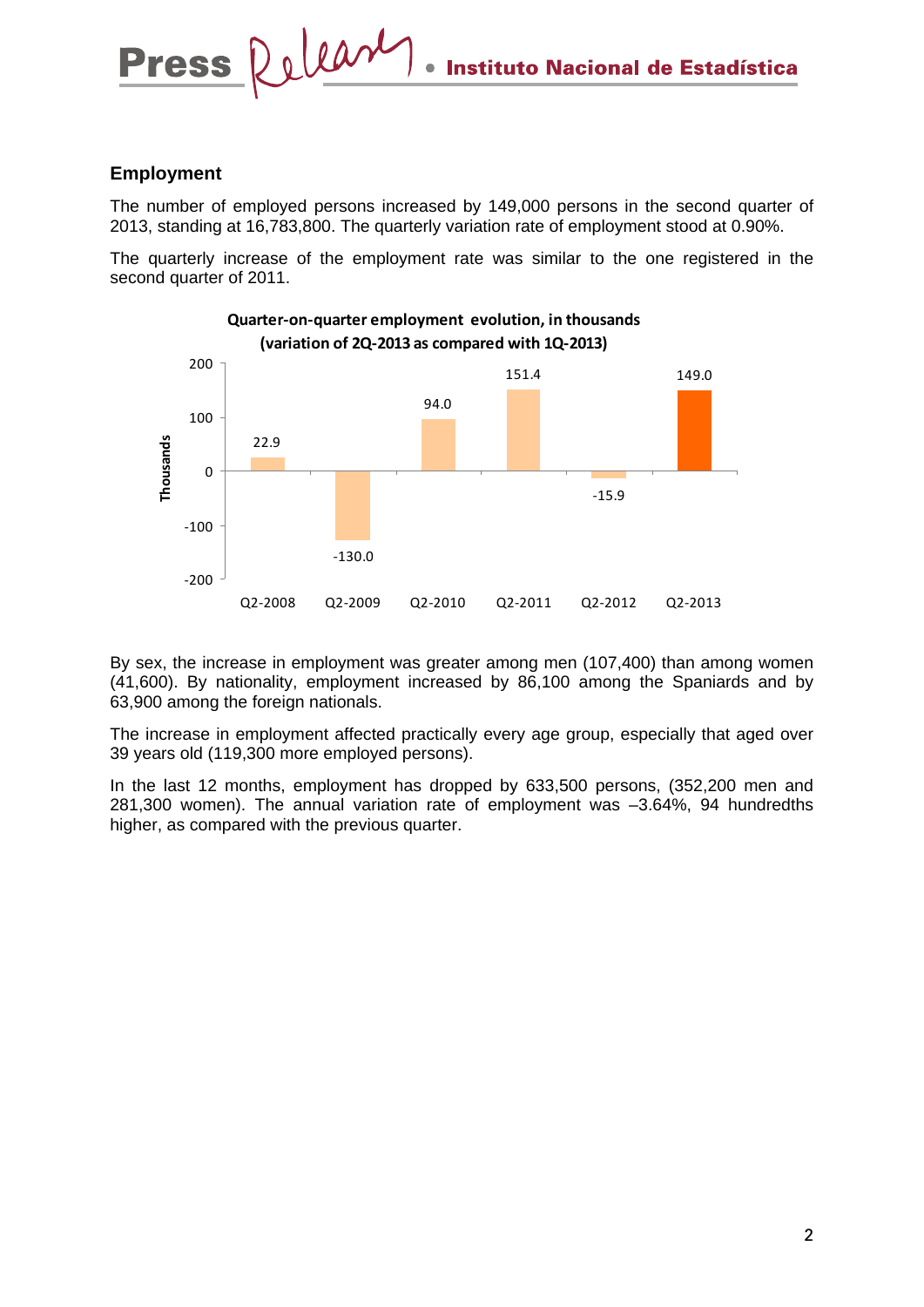## Employment

The number of employed persons increased by 149,000 persons in the second quarter of 2013, standing at 16,783,800. The quarterly variation rate of employment stood at 0.90%.

The quarterly increase of the employment rate was similar to the one registered in the second quarter of 2011.

**Quarter-on-quarter employment evolution, in thousands**
**(variation of 2Q-2013 as compared with 1Q-2013)**

Thousands

200
100
0
-100
-200

22.9
-130.0
94.0
151.4
-15.9
149.0

Q2-2008
Q2-2009
Q2-2010
Q2-2011
Q2-2012
Q2-2013

By sex, the increase in employment was greater among men (107,400) than among women (41,600). By nationality, employment increased by 86,100 among the Spaniards and by 63,900 among the foreign nationals.

The increase in employment affected practically every age group, especially that aged over 39 years old (119,300 more employed persons).

In the last 12 months, employment has dropped by 633,500 persons, (352,200 men and 281,300 women). The annual variation rate of employment was –3.64%, 94 hundredths higher, as compared with the previous quarter.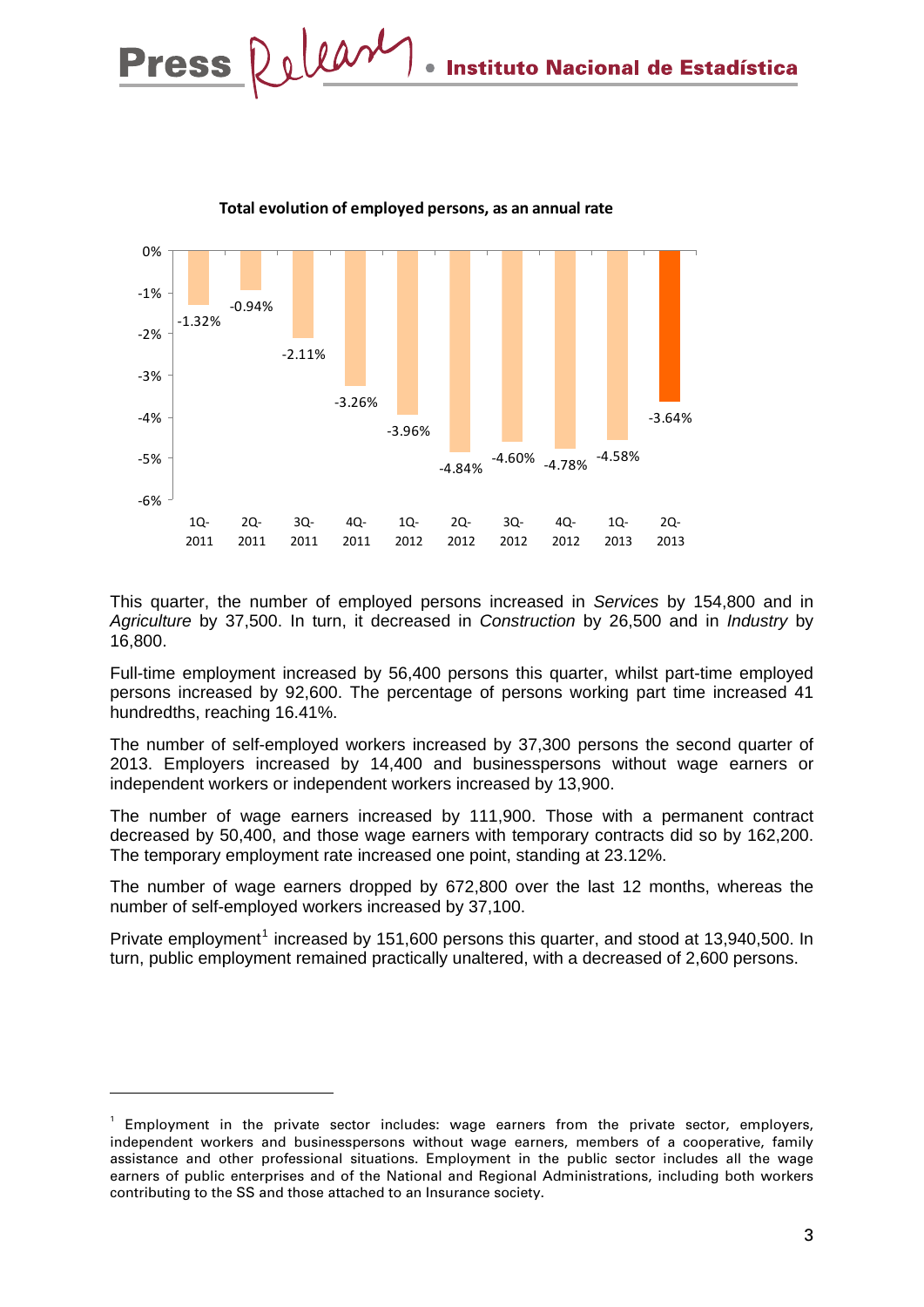**Total evolution of employed persons, as an annual rate**

0%
-1%
-2%
-3%
-4%
-5%
-6%

-1.32%
-0.94%
-2.11%
-3.26%
-3.96%
-4.84%
-4.60%
-4.78%
-4.58%
-3.64%

1Q-2011
2Q-2011
3Q-2011
4Q-2011
1Q-2012
2Q-2012
3Q-2012
4Q-2012
1Q-2013
2Q-2013

This quarter, the number of employed persons increased in *Services* by 154,800 and in *Agriculture* by 37,500. In turn, it decreased in *Construction* by 26,500 and in *Industry* by 16,800.

Full-time employment increased by 56,400 persons this quarter, whilst part-time employed persons increased by 92,600. The percentage of persons working part time increased 41 hundredths, reaching 16.41%.

The number of self-employed workers increased by 37,300 persons the second quarter of 2013. Employers increased by 14,400 and businesspersons without wage earners or independent workers or independent workers increased by 13,900.

The number of wage earners increased by 111,900. Those with a permanent contract decreased by 50,400, and those wage earners with temporary contracts did so by 162,200. The temporary employment rate increased one point, standing at 23.12%.

The number of wage earners dropped by 672,800 over the last 12 months, whereas the number of self-employed workers increased by 37,100.

Private employment[1] increased by 151,600 persons this quarter, and stood at 13,940,500. In turn, public employment remained practically unaltered, with a decreased of 2,600 persons.

---

[1] Employment in the private sector includes: wage earners from the private sector, employers, independent workers and businesspersons without wage earners, members of a cooperative, family assistance and other professional situations. Employment in the public sector includes all the wage earners of public enterprises and of the National and Regional Administrations, including both workers contributing to the SS and those attached to an Insurance society.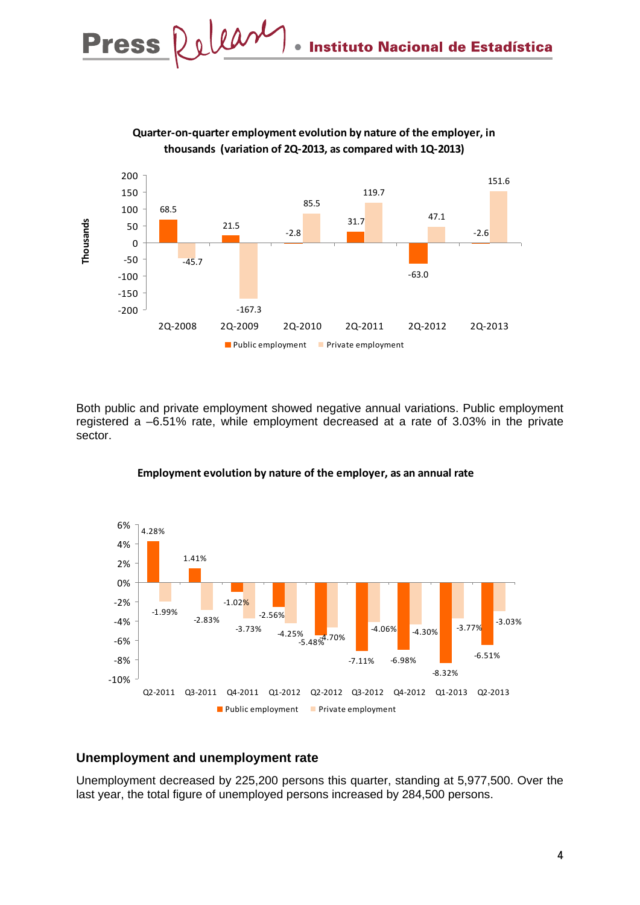**Quarter-on-quarter employment evolution by nature of the employer, in thousands (variation of 2Q-2013, as compared with 1Q-2013)**

Thousands

200
150
100
50
0
-50
-100
-150
-200

68.5
-45.7
21.5
-167.3
-2.8
85.5
31.7
119.7
-63.0
47.1
-2.6
151.6

2Q-2008 2Q-2009 2Q-2010 2Q-2011 2Q-2012 2Q-2013

Public employment Private employment

Both public and private employment showed negative annual variations. Public employment registered a –6.51% rate, while employment decreased at a rate of 3.03% in the private sector.

**Employment evolution by nature of the employer, as an annual rate**

6%
4%
2%
0%
-2%
-4%
-6%
-8%
-10%

4.28%
-1.99%
1.41%
-2.83%
-1.02%
-3.73%
-2.56%
-4.25%
-5.48%
-4.70%
-7.11%
-4.06%
-6.98%
-4.30%
-8.32%
-3.77%
-6.51%
-3.03%

Q2-2011 Q3-2011 Q4-2011 Q1-2012 Q2-2012 Q3-2012 Q4-2012 Q1-2013 Q2-2013

Public employment Private employment

## Unemployment and unemployment rate

Unemployment decreased by 225,200 persons this quarter, standing at 5,977,500. Over the last year, the total figure of unemployed persons increased by 284,500 persons.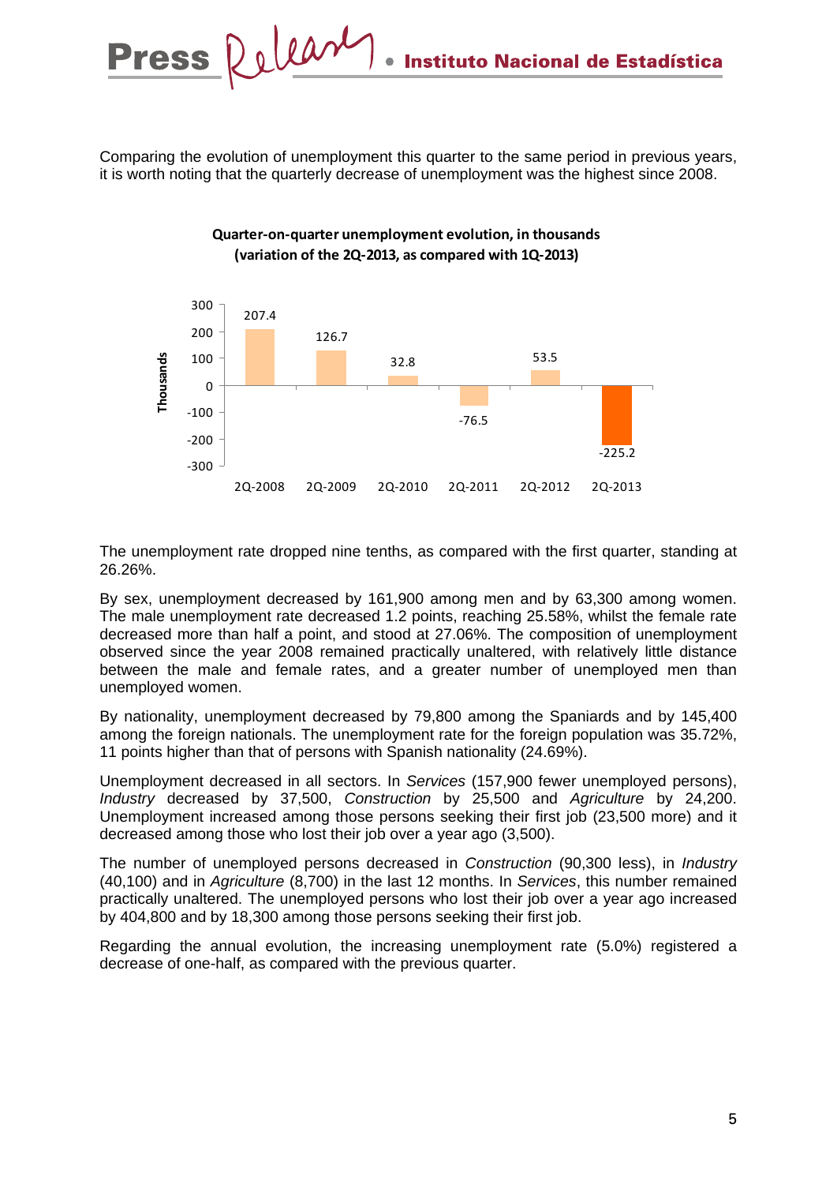Comparing the evolution of unemployment this quarter to the same period in previous years, it is worth noting that the quarterly decrease of unemployment was the highest since 2008.

**Quarter-on-quarter unemployment evolution, in thousands (variation of the 2Q-2013, as compared with 1Q-2013)**

Thousands

300
200
100
0
-100
-200
-300

207.4
126.7
32.8
-76.5
53.5
-225.2

2Q-2008
2Q-2009
2Q-2010
2Q-2011
2Q-2012
2Q-2013

The unemployment rate dropped nine tenths, as compared with the first quarter, standing at 26.26%.

By sex, unemployment decreased by 161,900 among men and by 63,300 among women. The male unemployment rate decreased 1.2 points, reaching 25.58%, whilst the female rate decreased more than half a point, and stood at 27.06%. The composition of unemployment observed since the year 2008 remained practically unaltered, with relatively little distance between the male and female rates, and a greater number of unemployed men than unemployed women.

By nationality, unemployment decreased by 79,800 among the Spaniards and by 145,400 among the foreign nationals. The unemployment rate for the foreign population was 35.72%, 11 points higher than that of persons with Spanish nationality (24.69%).

Unemployment decreased in all sectors. In *Services* (157,900 fewer unemployed persons), *Industry* decreased by 37,500, *Construction* by 25,500 and *Agriculture* by 24,200. Unemployment increased among those persons seeking their first job (23,500 more) and it decreased among those who lost their job over a year ago (3,500).

The number of unemployed persons decreased in *Construction* (90,300 less), in *Industry* (40,100) and in *Agriculture* (8,700) in the last 12 months. In *Services*, this number remained practically unaltered. The unemployed persons who lost their job over a year ago increased by 404,800 and by 18,300 among those persons seeking their first job.

Regarding the annual evolution, the increasing unemployment rate (5.0%) registered a decrease of one-half, as compared with the previous quarter.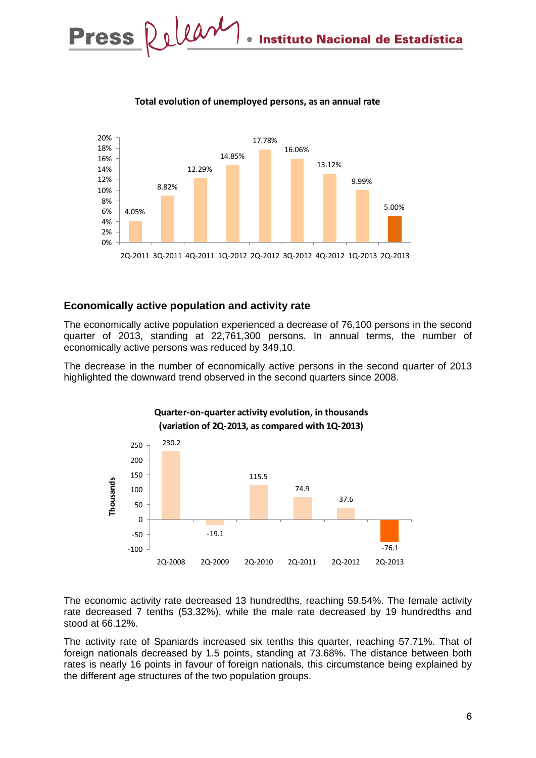**Total evolution of unemployed persons, as an annual rate**

20%
18%
16%
14%
12%
10%
8%
6%
4%
2%
0%

4.05%
8.82%
12.29%
14.85%
17.78%
16.06%
13.12%
9.99%
5.00%

2Q-2011 3Q-2011 4Q-2011 1Q-2012 2Q-2012 3Q-2012 4Q-2012 1Q-2013 2Q-2013

### Economically active population and activity rate

The economically active population experienced a decrease of 76,100 persons in the second quarter of 2013, standing at 22,761,300 persons. In annual terms, the number of economically active persons was reduced by 349,10.

The decrease in the number of economically active persons in the second quarter of 2013 highlighted the downward trend observed in the second quarters since 2008.

**Quarter-on-quarter activity evolution, in thousands (variation of 2Q-2013, as compared with 1Q-2013)**

Thousands

250
200
150
100
50
0
-50
-100

230.2
-19.1
115.5
74.9
37.6
-76.1

2Q-2008 2Q-2009 2Q-2010 2Q-2011 2Q-2012 2Q-2013

The economic activity rate decreased 13 hundredths, reaching 59.54%. The female activity rate decreased 7 tenths (53.32%), while the male rate decreased by 19 hundredths and stood at 66.12%.

The activity rate of Spaniards increased six tenths this quarter, reaching 57.71%. That of foreign nationals decreased by 1.5 points, standing at 73.68%. The distance between both rates is nearly 16 points in favour of foreign nationals, this circumstance being explained by the different age structures of the two population groups.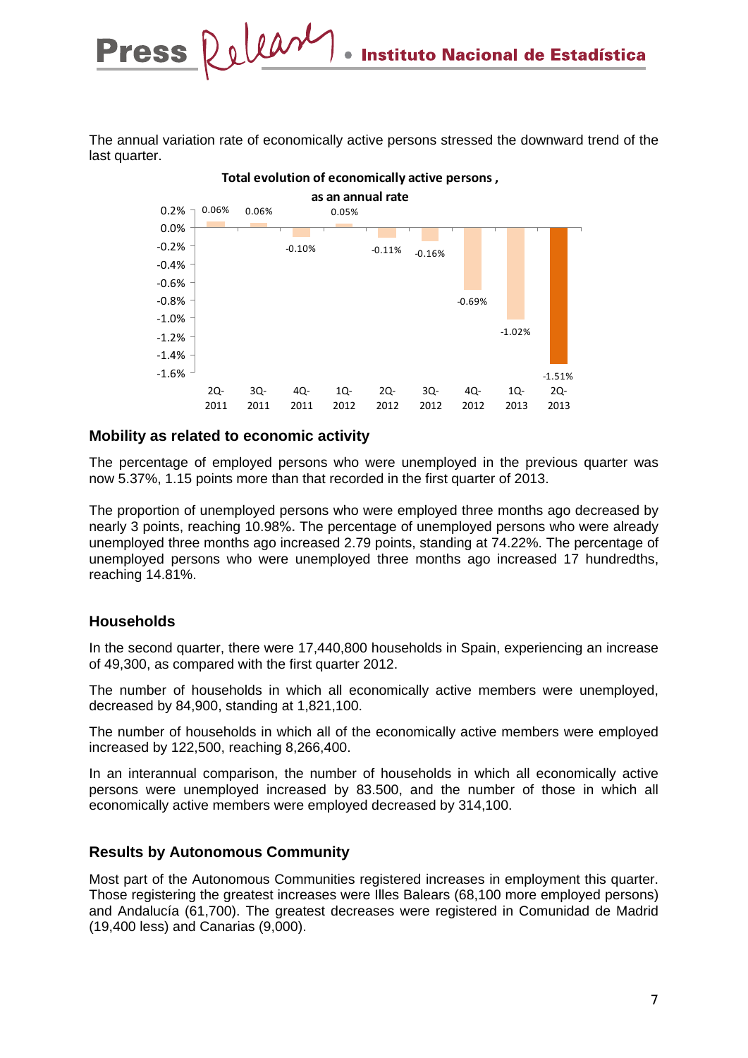The annual variation rate of economically active persons stressed the downward trend of the last quarter.

**Total evolution of economically active persons ,**

**as an annual rate**

0.2%
0.0%
-0.2%
-0.4%
-0.6%
-0.8%
-1.0%
-1.2%
-1.4%
-1.6%

0.06% 0.06% -0.10% 0.05% -0.11% -0.16% -0.69% -1.02% -1.51%

2Q-2011 3Q-2011 4Q-2011 1Q-2012 2Q-2012 3Q-2012 4Q-2012 1Q-2013 2Q-2013

## Mobility as related to economic activity

The percentage of employed persons who were unemployed in the previous quarter was now 5.37%, 1.15 points more than that recorded in the first quarter of 2013.

The proportion of unemployed persons who were employed three months ago decreased by nearly 3 points, reaching 10.98%. The percentage of unemployed persons who were already unemployed three months ago increased 2.79 points, standing at 74.22%. The percentage of unemployed persons who were unemployed three months ago increased 17 hundredths, reaching 14.81%.

## Households

In the second quarter, there were 17,440,800 households in Spain, experiencing an increase of 49,300, as compared with the first quarter 2012.

The number of households in which all economically active members were unemployed, decreased by 84,900, standing at 1,821,100.

The number of households in which all of the economically active members were employed increased by 122,500, reaching 8,266,400.

In an interannual comparison, the number of households in which all economically active persons were unemployed increased by 83.500, and the number of those in which all economically active members were employed decreased by 314,100.

## Results by Autonomous Community

Most part of the Autonomous Communities registered increases in employment this quarter. Those registering the greatest increases were Illes Balears (68,100 more employed persons) and Andalucía (61,700). The greatest decreases were registered in Comunidad de Madrid (19,400 less) and Canarias (9,000).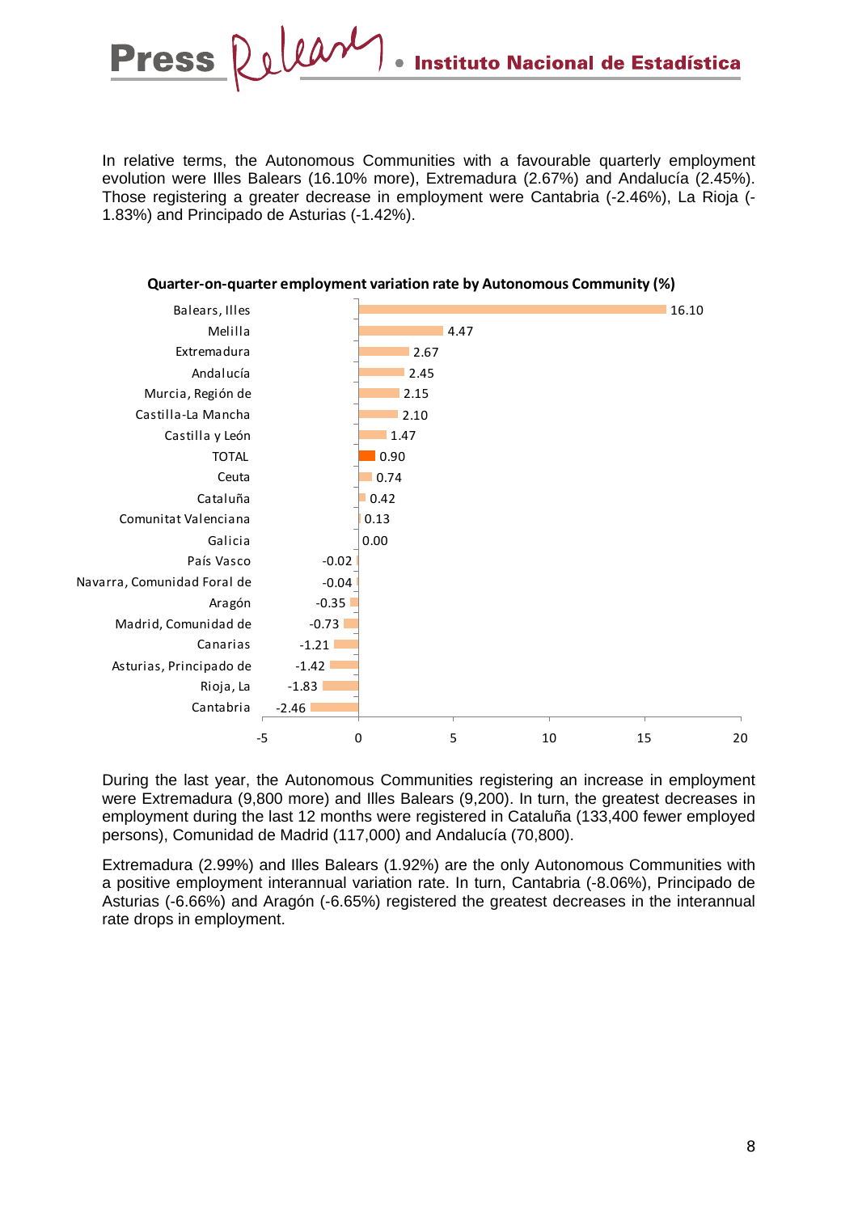In relative terms, the Autonomous Communities with a favourable quarterly employment evolution were Illes Balears (16.10% more), Extremadura (2.67%) and Andalucía (2.45%). Those registering a greater decrease in employment were Cantabria (-2.46%), La Rioja (-1.83%) and Principado de Asturias (-1.42%).

**Quarter-on-quarter employment variation rate by Autonomous Community (%)**

Balears, Illes 16.10
Melilla 4.47
Extremadura 2.67
Andalucía 2.45
Murcia, Región de 2.15
Castilla-La Mancha 2.10
Castilla y León 1.47
TOTAL 0.90
Ceuta 0.74
Cataluña 0.42
Comunitat Valenciana 0.13
Galicia 0.00
País Vasco -0.02
Navarra, Comunidad Foral de -0.04
Aragón -0.35
Madrid, Comunidad de -0.73
Canarias -1.21
Asturias, Principado de -1.42
Rioja, La -1.83
Cantabria -2.46

-5 0 5 10 15 20

During the last year, the Autonomous Communities registering an increase in employment were Extremadura (9,800 more) and Illes Balears (9,200). In turn, the greatest decreases in employment during the last 12 months were registered in Cataluña (133,400 fewer employed persons), Comunidad de Madrid (117,000) and Andalucía (70,800).

Extremadura (2.99%) and Illes Balears (1.92%) are the only Autonomous Communities with a positive employment interannual variation rate. In turn, Cantabria (-8.06%), Principado de Asturias (-6.66%) and Aragón (-6.65%) registered the greatest decreases in the interannual rate drops in employment.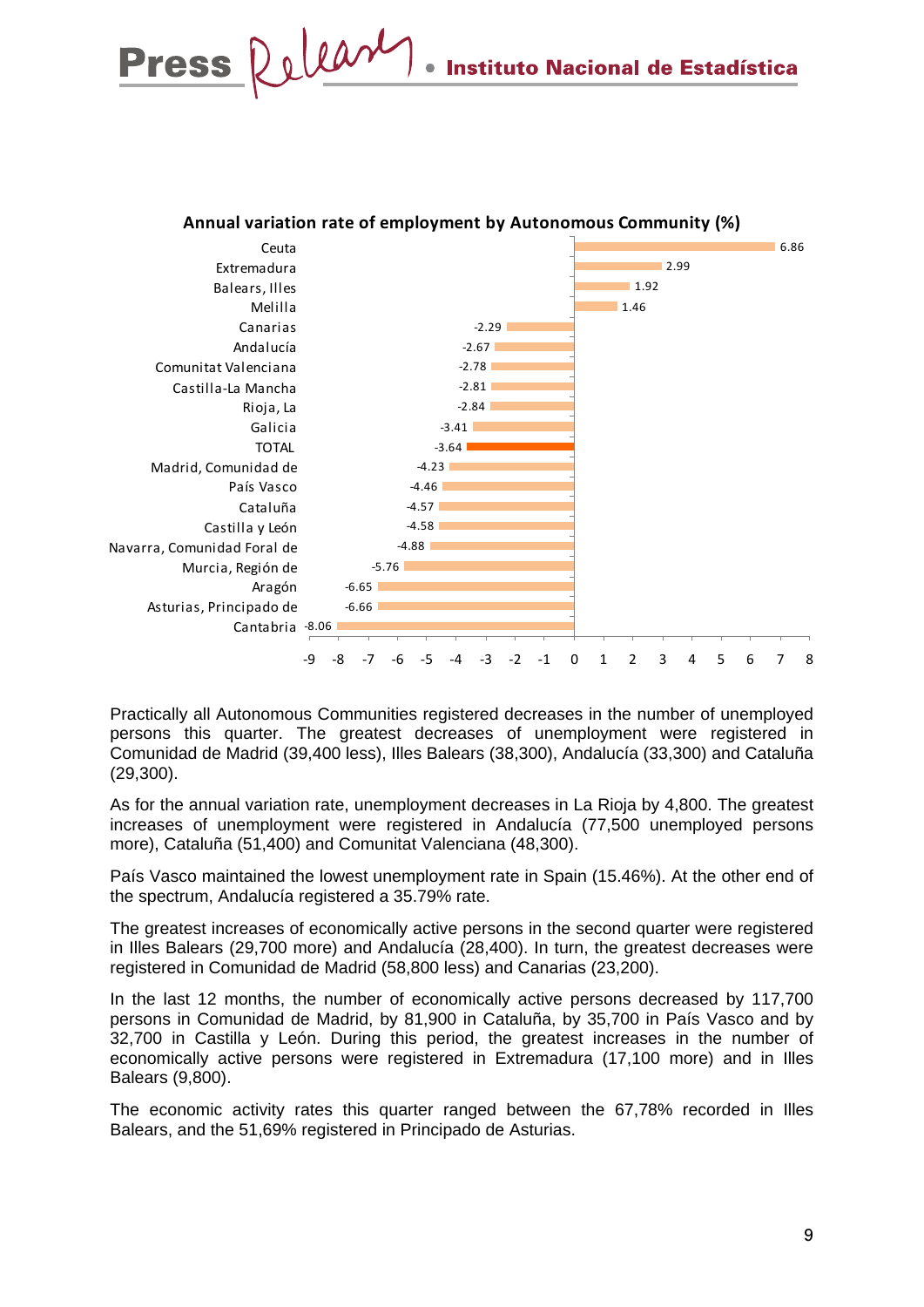**Annual variation rate of employment by Autonomous Community (%)**

Ceuta 6.86
Extremadura 2.99
Balears, Illes 1.92
Melilla 1.46
Canarias -2.29
Andalucía -2.67
Comunitat Valenciana -2.78
Castilla-La Mancha -2.81
Rioja, La -2.84
Galicia -3.41
TOTAL -3.64
Madrid, Comunidad de -4.23
País Vasco -4.46
Cataluña -4.57
Castilla y León -4.58
Navarra, Comunidad Foral de -4.88
Murcia, Región de -5.76
Aragón -6.65
Asturias, Principado de -6.66
Cantabria -8.06

-9 -8 -7 -6 -5 -4 -3 -2 -1 0 1 2 3 4 5 6 7 8

Practically all Autonomous Communities registered decreases in the number of unemployed persons this quarter. The greatest decreases of unemployment were registered in Comunidad de Madrid (39,400 less), Illes Balears (38,300), Andalucía (33,300) and Cataluña (29,300).

As for the annual variation rate, unemployment decreases in La Rioja by 4,800. The greatest increases of unemployment were registered in Andalucía (77,500 unemployed persons more), Cataluña (51,400) and Comunitat Valenciana (48,300).

País Vasco maintained the lowest unemployment rate in Spain (15.46%). At the other end of the spectrum, Andalucía registered a 35.79% rate.

The greatest increases of economically active persons in the second quarter were registered in Illes Balears (29,700 more) and Andalucía (28,400). In turn, the greatest decreases were registered in Comunidad de Madrid (58,800 less) and Canarias (23,200).

In the last 12 months, the number of economically active persons decreased by 117,700 persons in Comunidad de Madrid, by 81,900 in Cataluña, by 35,700 in País Vasco and by 32,700 in Castilla y León. During this period, the greatest increases in the number of economically active persons were registered in Extremadura (17,100 more) and in Illes Balears (9,800).

The economic activity rates this quarter ranged between the 67,78% recorded in Illes Balears, and the 51,69% registered in Principado de Asturias.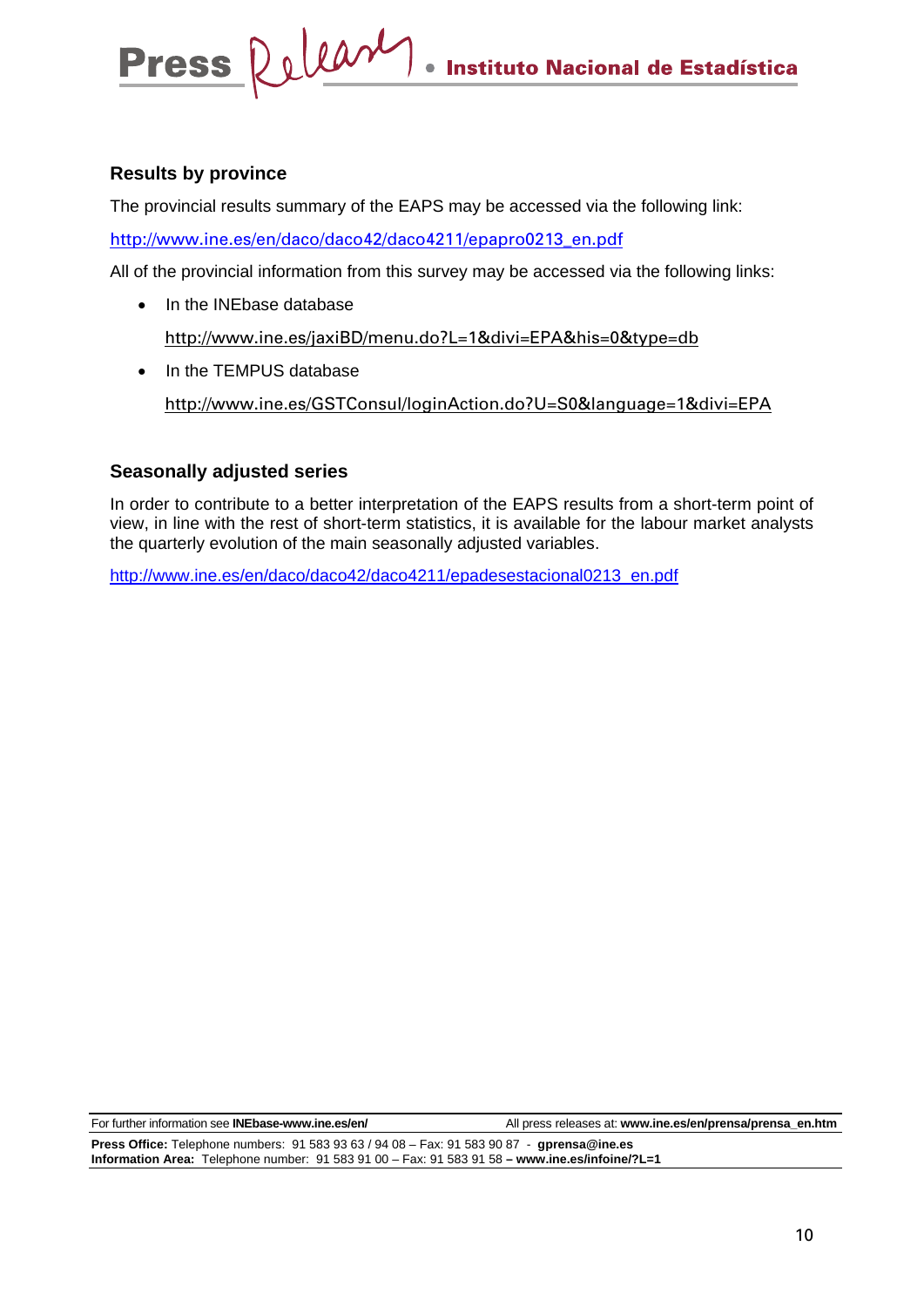## Results by province

The provincial results summary of the EAPS may be accessed via the following link:

http://www.ine.es/en/daco/daco42/daco4211/epapro0213_en.pdf

All of the provincial information from this survey may be accessed via the following links:

- In the INEbase database

  http://www.ine.es/jaxiBD/menu.do?L=1&divi=EPA&his=0&type=db

- In the TEMPUS database

  http://www.ine.es/GSTConsul/loginAction.do?U=S0&language=1&divi=EPA

## Seasonally adjusted series

In order to contribute to a better interpretation of the EAPS results from a short-term point of view, in line with the rest of short-term statistics, it is available for the labour market analysts the quarterly evolution of the main seasonally adjusted variables.

http://www.ine.es/en/daco/daco42/daco4211/epadesestacional0213_en.pdf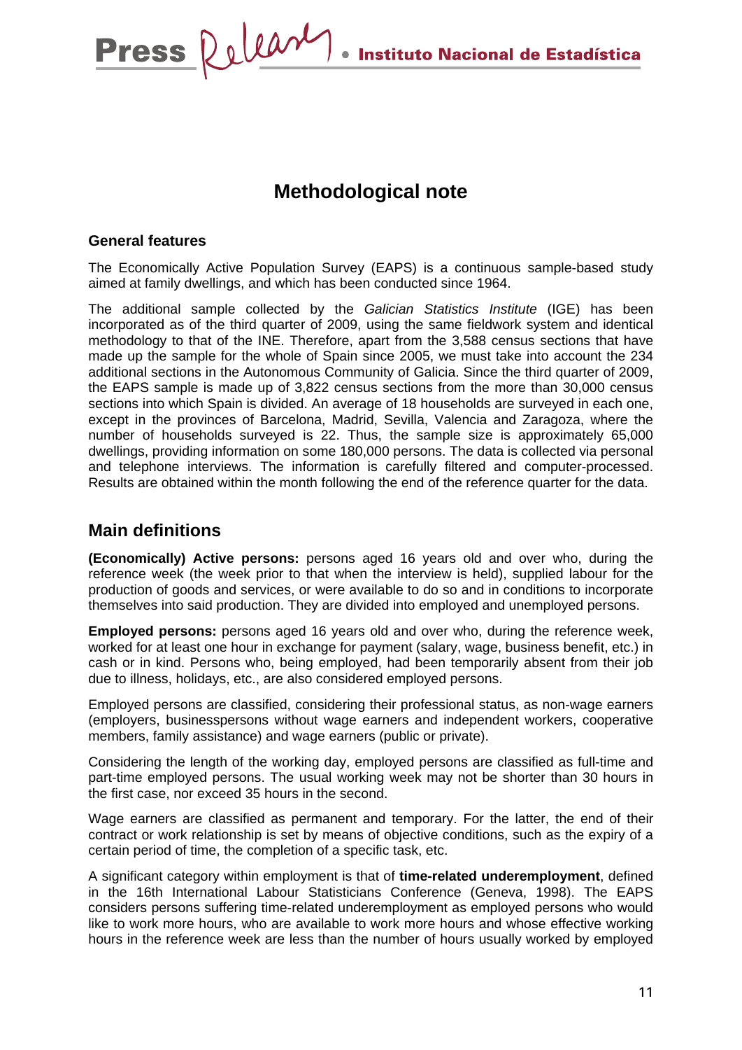## Methodological note

### General features

The Economically Active Population Survey (EAPS) is a continuous sample-based study aimed at family dwellings, and which has been conducted since 1964.

The additional sample collected by the *Galician Statistics Institute* (IGE) has been incorporated as of the third quarter of 2009, using the same fieldwork system and identical methodology to that of the INE. Therefore, apart from the 3,588 census sections that have made up the sample for the whole of Spain since 2005, we must take into account the 234 additional sections in the Autonomous Community of Galicia. Since the third quarter of 2009, the EAPS sample is made up of 3,822 census sections from the more than 30,000 census sections into which Spain is divided. An average of 18 households are surveyed in each one, except in the provinces of Barcelona, Madrid, Sevilla, Valencia and Zaragoza, where the number of households surveyed is 22. Thus, the sample size is approximately 65,000 dwellings, providing information on some 180,000 persons. The data is collected via personal and telephone interviews. The information is carefully filtered and computer-processed. Results are obtained within the month following the end of the reference quarter for the data.

## Main definitions

**(Economically) Active persons:** persons aged 16 years old and over who, during the reference week (the week prior to that when the interview is held), supplied labour for the production of goods and services, or were available to do so and in conditions to incorporate themselves into said production. They are divided into employed and unemployed persons.

**Employed persons:** persons aged 16 years old and over who, during the reference week, worked for at least one hour in exchange for payment (salary, wage, business benefit, etc.) in cash or in kind. Persons who, being employed, had been temporarily absent from their job due to illness, holidays, etc., are also considered employed persons.

Employed persons are classified, considering their professional status, as non-wage earners (employers, businesspersons without wage earners and independent workers, cooperative members, family assistance) and wage earners (public or private).

Considering the length of the working day, employed persons are classified as full-time and part-time employed persons. The usual working week may not be shorter than 30 hours in the first case, nor exceed 35 hours in the second.

Wage earners are classified as permanent and temporary. For the latter, the end of their contract or work relationship is set by means of objective conditions, such as the expiry of a certain period of time, the completion of a specific task, etc.

A significant category within employment is that of **time-related underemployment**, defined in the 16th International Labour Statisticians Conference (Geneva, 1998). The EAPS considers persons suffering time-related underemployment as employed persons who would like to work more hours, who are available to work more hours and whose effective working hours in the reference week are less than the number of hours usually worked by employed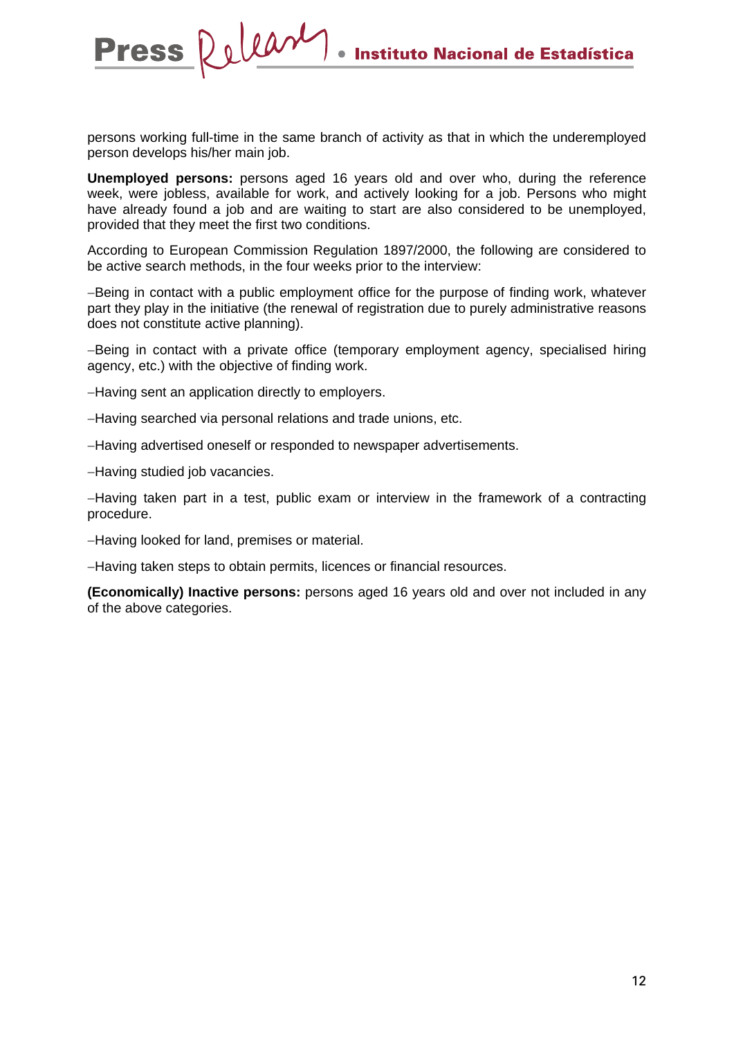persons working full-time in the same branch of activity as that in which the underemployed person develops his/her main job.

**Unemployed persons:** persons aged 16 years old and over who, during the reference week, were jobless, available for work, and actively looking for a job. Persons who might have already found a job and are waiting to start are also considered to be unemployed, provided that they meet the first two conditions.

According to European Commission Regulation 1897/2000, the following are considered to be active search methods, in the four weeks prior to the interview:

–Being in contact with a public employment office for the purpose of finding work, whatever part they play in the initiative (the renewal of registration due to purely administrative reasons does not constitute active planning).

–Being in contact with a private office (temporary employment agency, specialised hiring agency, etc.) with the objective of finding work.

–Having sent an application directly to employers.

–Having searched via personal relations and trade unions, etc.

–Having advertised oneself or responded to newspaper advertisements.

–Having studied job vacancies.

–Having taken part in a test, public exam or interview in the framework of a contracting procedure.

–Having looked for land, premises or material.

–Having taken steps to obtain permits, licences or financial resources.

**(Economically) Inactive persons:** persons aged 16 years old and over not included in any of the above categories.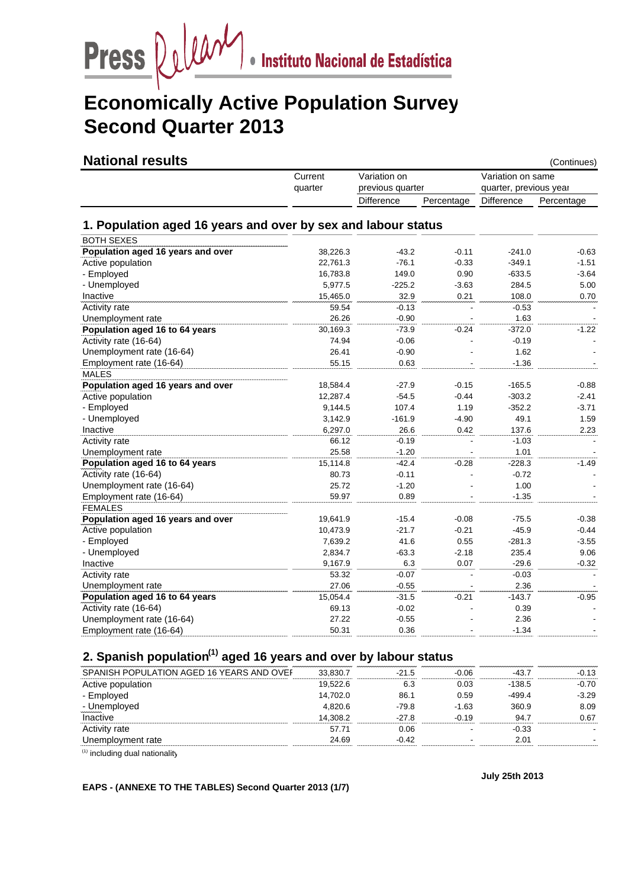# Economically Active Population Survey
# Second Quarter 2013

## National results

(Continues)

| | Current quarter | Variation on previous quarter | | Variation on same quarter, previous year | |
|---|---|---|---|---|---|
| | | Difference | Percentage | Difference | Percentage |

### 1. Population aged 16 years and over by sex and labour status

| | Current quarter | Difference | Percentage | Difference | Percentage |
|---|---|---|---|---|---|
| BOTH SEXES | | | | | |
| **Population aged 16 years and over** | 38,226.3 | -43.2 | -0.11 | -241.0 | -0.63 |
| Active population | 22,761.3 | -76.1 | -0.33 | -349.1 | -1.51 |
| - Employed | 16,783.8 | 149.0 | 0.90 | -633.5 | -3.64 |
| - Unemployed | 5,977.5 | -225.2 | -3.63 | 284.5 | 5.00 |
| Inactive | 15,465.0 | 32.9 | 0.21 | 108.0 | 0.70 |
| Activity rate | 59.54 | -0.13 | - | -0.53 | - |
| Unemployment rate | 26.26 | -0.90 | - | 1.63 | - |
| **Population aged 16 to 64 years** | 30,169.3 | -73.9 | -0.24 | -372.0 | -1.22 |
| Activity rate (16-64) | 74.94 | -0.06 | - | -0.19 | - |
| Unemployment rate (16-64) | 26.41 | -0.90 | - | 1.62 | - |
| Employment rate (16-64) | 55.15 | 0.63 | - | -1.36 | - |
| MALES | | | | | |
| **Population aged 16 years and over** | 18,584.4 | -27.9 | -0.15 | -165.5 | -0.88 |
| Active population | 12,287.4 | -54.5 | -0.44 | -303.2 | -2.41 |
| - Employed | 9,144.5 | 107.4 | 1.19 | -352.2 | -3.71 |
| - Unemployed | 3,142.9 | -161.9 | -4.90 | 49.1 | 1.59 |
| Inactive | 6,297.0 | 26.6 | 0.42 | 137.6 | 2.23 |
| Activity rate | 66.12 | -0.19 | - | -1.03 | - |
| Unemployment rate | 25.58 | -1.20 | - | 1.01 | - |
| **Population aged 16 to 64 years** | 15,114.8 | -42.4 | -0.28 | -228.3 | -1.49 |
| Activity rate (16-64) | 80.73 | -0.11 | - | -0.72 | - |
| Unemployment rate (16-64) | 25.72 | -1.20 | - | 1.00 | - |
| Employment rate (16-64) | 59.97 | 0.89 | - | -1.35 | - |
| FEMALES | | | | | |
| **Population aged 16 years and over** | 19,641.9 | -15.4 | -0.08 | -75.5 | -0.38 |
| Active population | 10,473.9 | -21.7 | -0.21 | -45.9 | -0.44 |
| - Employed | 7,639.2 | 41.6 | 0.55 | -281.3 | -3.55 |
| - Unemployed | 2,834.7 | -63.3 | -2.18 | 235.4 | 9.06 |
| Inactive | 9,167.9 | 6.3 | 0.07 | -29.6 | -0.32 |
| Activity rate | 53.32 | -0.07 | - | -0.03 | - |
| Unemployment rate | 27.06 | -0.55 | - | 2.36 | - |
| **Population aged 16 to 64 years** | 15,054.4 | -31.5 | -0.21 | -143.7 | -0.95 |
| Activity rate (16-64) | 69.13 | -0.02 | - | 0.39 | - |
| Unemployment rate (16-64) | 27.22 | -0.55 | - | 2.36 | - |
| Employment rate (16-64) | 50.31 | 0.36 | - | -1.34 | - |

### 2. Spanish population[1] aged 16 years and over by labour status

| | Current quarter | Difference | Percentage | Difference | Percentage |
|---|---|---|---|---|---|
| SPANISH POPULATION AGED 16 YEARS AND OVEF | 33,830.7 | -21.5 | -0.06 | -43.7 | -0.13 |
| Active population | 19,522.6 | 6.3 | 0.03 | -138.5 | -0.70 |
| - Employed | 14,702.0 | 86.1 | 0.59 | -499.4 | -3.29 |
| - Unemployed | 4,820.6 | -79.8 | -1.63 | 360.9 | 8.09 |
| Inactive | 14,308.2 | -27.8 | -0.19 | 94.7 | 0.67 |
| Activity rate | 57.71 | 0.06 | - | -0.33 | - |
| Unemployment rate | 24.69 | -0.42 | - | 2.01 | - |

[1] including dual nationality

July 25th 2013

**EAPS - (ANNEXE TO THE TABLES) Second Quarter 2013 (1/7)**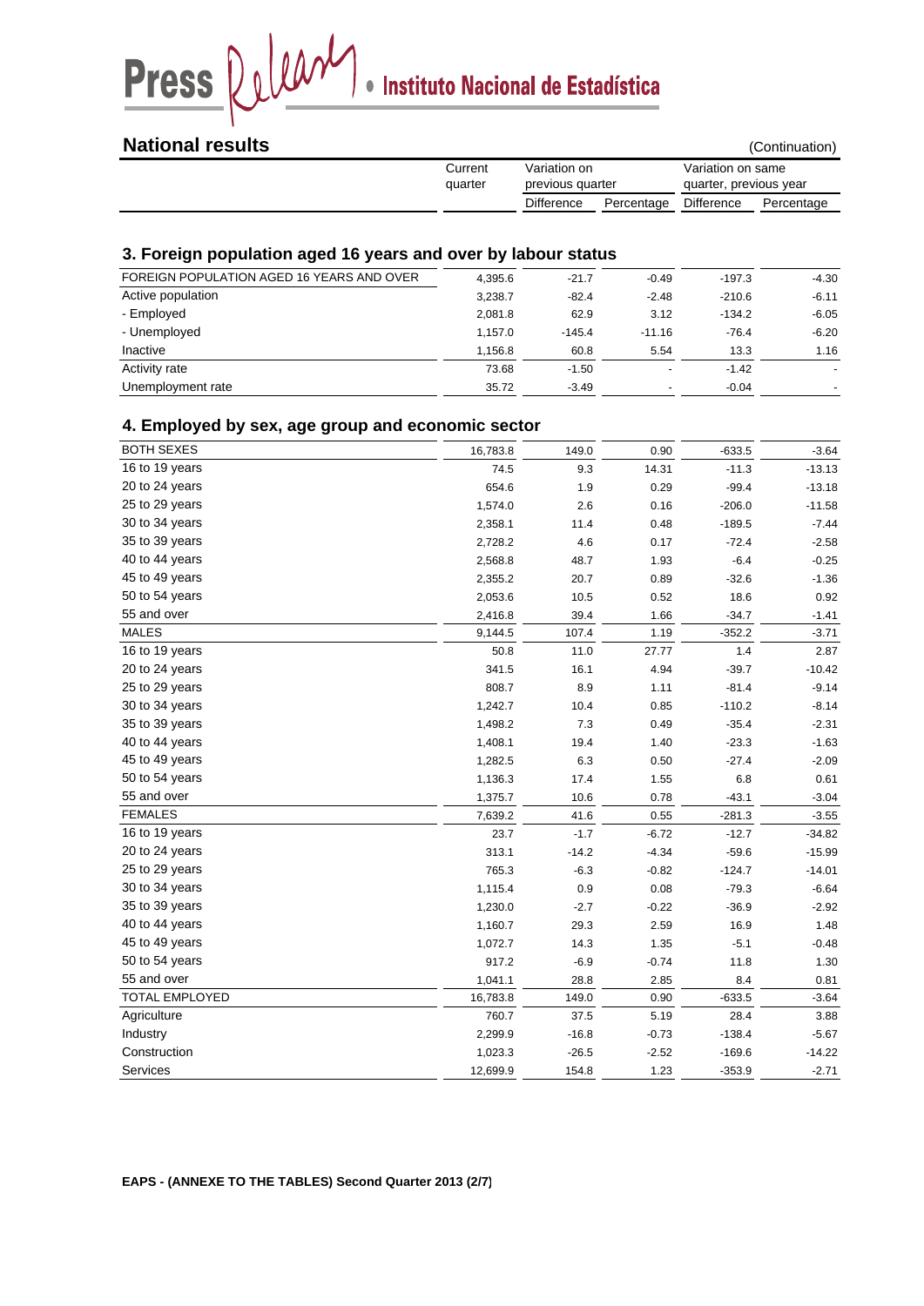## National results

(Continuation)

| | Current quarter | Variation on previous quarter | | Variation on same quarter, previous year | |
|---|---|---|---|---|---|
| | | Difference | Percentage | Difference | Percentage |

### 3. Foreign population aged 16 years and over by labour status

| | Current quarter | Difference | Percentage | Difference | Percentage |
|---|---|---|---|---|---|
| FOREIGN POPULATION AGED 16 YEARS AND OVER | 4,395.6 | -21.7 | -0.49 | -197.3 | -4.30 |
| Active population | 3,238.7 | -82.4 | -2.48 | -210.6 | -6.11 |
| - Employed | 2,081.8 | 62.9 | 3.12 | -134.2 | -6.05 |
| - Unemployed | 1,157.0 | -145.4 | -11.16 | -76.4 | -6.20 |
| Inactive | 1,156.8 | 60.8 | 5.54 | 13.3 | 1.16 |
| Activity rate | 73.68 | -1.50 | - | -1.42 | - |
| Unemployment rate | 35.72 | -3.49 | - | -0.04 | - |

### 4. Employed by sex, age group and economic sector

| | Current quarter | Difference | Percentage | Difference | Percentage |
|---|---|---|---|---|---|
| BOTH SEXES | 16,783.8 | 149.0 | 0.90 | -633.5 | -3.64 |
| 16 to 19 years | 74.5 | 9.3 | 14.31 | -11.3 | -13.13 |
| 20 to 24 years | 654.6 | 1.9 | 0.29 | -99.4 | -13.18 |
| 25 to 29 years | 1,574.0 | 2.6 | 0.16 | -206.0 | -11.58 |
| 30 to 34 years | 2,358.1 | 11.4 | 0.48 | -189.5 | -7.44 |
| 35 to 39 years | 2,728.2 | 4.6 | 0.17 | -72.4 | -2.58 |
| 40 to 44 years | 2,568.8 | 48.7 | 1.93 | -6.4 | -0.25 |
| 45 to 49 years | 2,355.2 | 20.7 | 0.89 | -32.6 | -1.36 |
| 50 to 54 years | 2,053.6 | 10.5 | 0.52 | 18.6 | 0.92 |
| 55 and over | 2,416.8 | 39.4 | 1.66 | -34.7 | -1.41 |
| MALES | 9,144.5 | 107.4 | 1.19 | -352.2 | -3.71 |
| 16 to 19 years | 50.8 | 11.0 | 27.77 | 1.4 | 2.87 |
| 20 to 24 years | 341.5 | 16.1 | 4.94 | -39.7 | -10.42 |
| 25 to 29 years | 808.7 | 8.9 | 1.11 | -81.4 | -9.14 |
| 30 to 34 years | 1,242.7 | 10.4 | 0.85 | -110.2 | -8.14 |
| 35 to 39 years | 1,498.2 | 7.3 | 0.49 | -35.4 | -2.31 |
| 40 to 44 years | 1,408.1 | 19.4 | 1.40 | -23.3 | -1.63 |
| 45 to 49 years | 1,282.5 | 6.3 | 0.50 | -27.4 | -2.09 |
| 50 to 54 years | 1,136.3 | 17.4 | 1.55 | 6.8 | 0.61 |
| 55 and over | 1,375.7 | 10.6 | 0.78 | -43.1 | -3.04 |
| FEMALES | 7,639.2 | 41.6 | 0.55 | -281.3 | -3.55 |
| 16 to 19 years | 23.7 | -1.7 | -6.72 | -12.7 | -34.82 |
| 20 to 24 years | 313.1 | -14.2 | -4.34 | -59.6 | -15.99 |
| 25 to 29 years | 765.3 | -6.3 | -0.82 | -124.7 | -14.01 |
| 30 to 34 years | 1,115.4 | 0.9 | 0.08 | -79.3 | -6.64 |
| 35 to 39 years | 1,230.0 | -2.7 | -0.22 | -36.9 | -2.92 |
| 40 to 44 years | 1,160.7 | 29.3 | 2.59 | 16.9 | 1.48 |
| 45 to 49 years | 1,072.7 | 14.3 | 1.35 | -5.1 | -0.48 |
| 50 to 54 years | 917.2 | -6.9 | -0.74 | 11.8 | 1.30 |
| 55 and over | 1,041.1 | 28.8 | 2.85 | 8.4 | 0.81 |
| TOTAL EMPLOYED | 16,783.8 | 149.0 | 0.90 | -633.5 | -3.64 |
| Agriculture | 760.7 | 37.5 | 5.19 | 28.4 | 3.88 |
| Industry | 2,299.9 | -16.8 | -0.73 | -138.4 | -5.67 |
| Construction | 1,023.3 | -26.5 | -2.52 | -169.6 | -14.22 |
| Services | 12,699.9 | 154.8 | 1.23 | -353.9 | -2.71 |

**EAPS - (ANNEXE TO THE TABLES) Second Quarter 2013 (2/7)**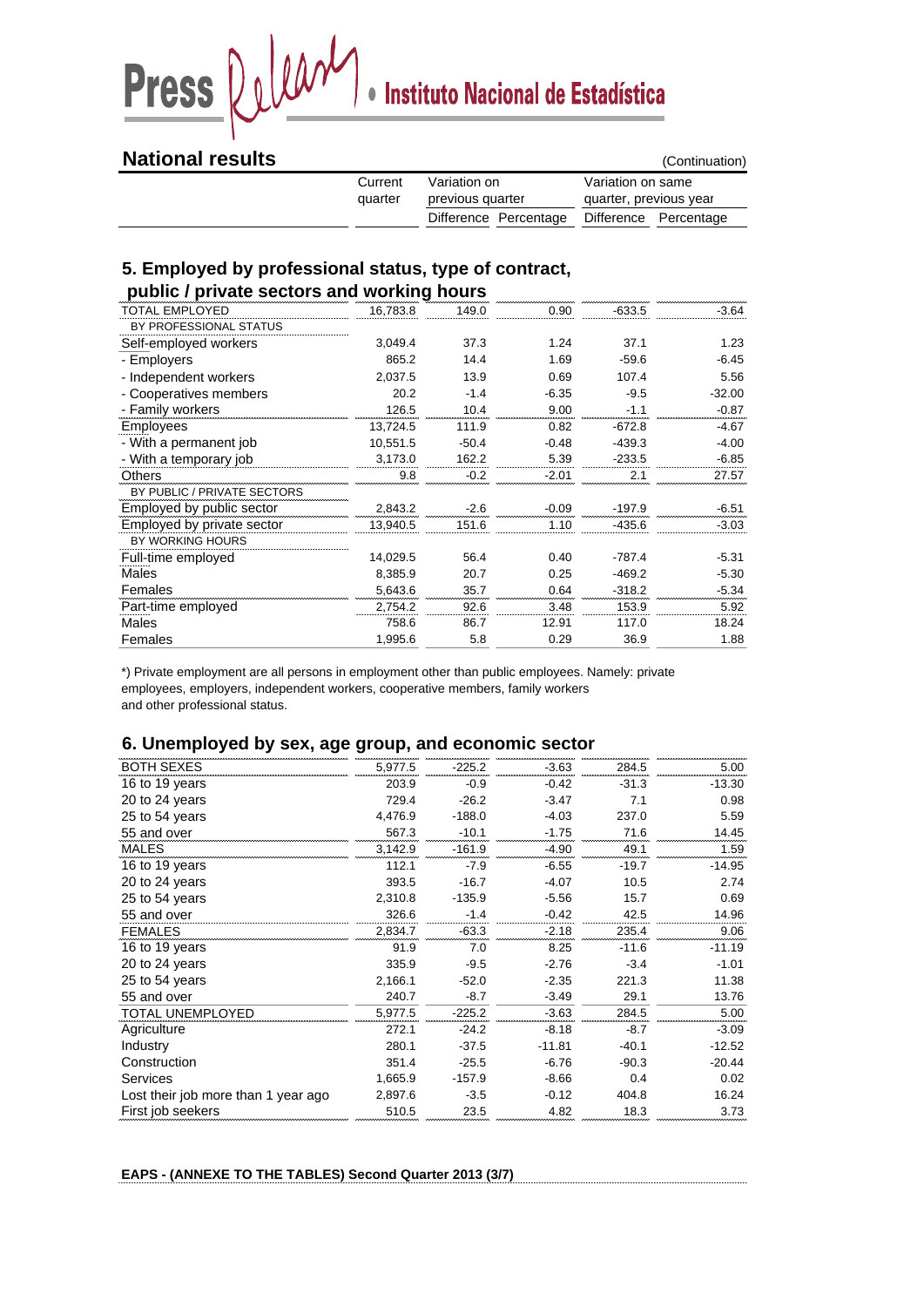## National results

(Continuation)

### 5. Employed by professional status, type of contract, public / private sectors and working hours

| | Current quarter | Variation on previous quarter | | Variation on same quarter, previous year | |
|---|---|---|---|---|---|
| | | Difference | Percentage | Difference | Percentage |
| TOTAL EMPLOYED | 16,783.8 | 149.0 | 0.90 | -633.5 | -3.64 |
| BY PROFESSIONAL STATUS | | | | | |
| Self-employed workers | 3,049.4 | 37.3 | 1.24 | 37.1 | 1.23 |
| - Employers | 865.2 | 14.4 | 1.69 | -59.6 | -6.45 |
| - Independent workers | 2,037.5 | 13.9 | 0.69 | 107.4 | 5.56 |
| - Cooperatives members | 20.2 | -1.4 | -6.35 | -9.5 | -32.00 |
| - Family workers | 126.5 | 10.4 | 9.00 | -1.1 | -0.87 |
| Employees | 13,724.5 | 111.9 | 0.82 | -672.8 | -4.67 |
| - With a permanent job | 10,551.5 | -50.4 | -0.48 | -439.3 | -4.00 |
| - With a temporary job | 3,173.0 | 162.2 | 5.39 | -233.5 | -6.85 |
| Others | 9.8 | -0.2 | -2.01 | 2.1 | 27.57 |
| BY PUBLIC / PRIVATE SECTORS | | | | | |
| Employed by public sector | 2,843.2 | -2.6 | -0.09 | -197.9 | -6.51 |
| Employed by private sector | 13,940.5 | 151.6 | 1.10 | -435.6 | -3.03 |
| BY WORKING HOURS | | | | | |
| Full-time employed | 14,029.5 | 56.4 | 0.40 | -787.4 | -5.31 |
| Males | 8,385.9 | 20.7 | 0.25 | -469.2 | -5.30 |
| Females | 5,643.6 | 35.7 | 0.64 | -318.2 | -5.34 |
| Part-time employed | 2,754.2 | 92.6 | 3.48 | 153.9 | 5.92 |
| Males | 758.6 | 86.7 | 12.91 | 117.0 | 18.24 |
| Females | 1,995.6 | 5.8 | 0.29 | 36.9 | 1.88 |

*) Private employment are all persons in employment other than public employees. Namely: private employees, employers, independent workers, cooperative members, family workers and other professional status.

### 6. Unemployed by sex, age group, and economic sector

| | Current quarter | Variation on previous quarter | | Variation on same quarter, previous year | |
|---|---|---|---|---|---|
| | | Difference | Percentage | Difference | Percentage |
| BOTH SEXES | 5,977.5 | -225.2 | -3.63 | 284.5 | 5.00 |
| 16 to 19 years | 203.9 | -0.9 | -0.42 | -31.3 | -13.30 |
| 20 to 24 years | 729.4 | -26.2 | -3.47 | 7.1 | 0.98 |
| 25 to 54 years | 4,476.9 | -188.0 | -4.03 | 237.0 | 5.59 |
| 55 and over | 567.3 | -10.1 | -1.75 | 71.6 | 14.45 |
| MALES | 3,142.9 | -161.9 | -4.90 | 49.1 | 1.59 |
| 16 to 19 years | 112.1 | -7.9 | -6.55 | -19.7 | -14.95 |
| 20 to 24 years | 393.5 | -16.7 | -4.07 | 10.5 | 2.74 |
| 25 to 54 years | 2,310.8 | -135.9 | -5.56 | 15.7 | 0.69 |
| 55 and over | 326.6 | -1.4 | -0.42 | 42.5 | 14.96 |
| FEMALES | 2,834.7 | -63.3 | -2.18 | 235.4 | 9.06 |
| 16 to 19 years | 91.9 | 7.0 | 8.25 | -11.6 | -11.19 |
| 20 to 24 years | 335.9 | -9.5 | -2.76 | -3.4 | -1.01 |
| 25 to 54 years | 2,166.1 | -52.0 | -2.35 | 221.3 | 11.38 |
| 55 and over | 240.7 | -8.7 | -3.49 | 29.1 | 13.76 |
| TOTAL UNEMPLOYED | 5,977.5 | -225.2 | -3.63 | 284.5 | 5.00 |
| Agriculture | 272.1 | -24.2 | -8.18 | -8.7 | -3.09 |
| Industry | 280.1 | -37.5 | -11.81 | -40.1 | -12.52 |
| Construction | 351.4 | -25.5 | -6.76 | -90.3 | -20.44 |
| Services | 1,665.9 | -157.9 | -8.66 | 0.4 | 0.02 |
| Lost their job more than 1 year ago | 2,897.6 | -3.5 | -0.12 | 404.8 | 16.24 |
| First job seekers | 510.5 | 23.5 | 4.82 | 18.3 | 3.73 |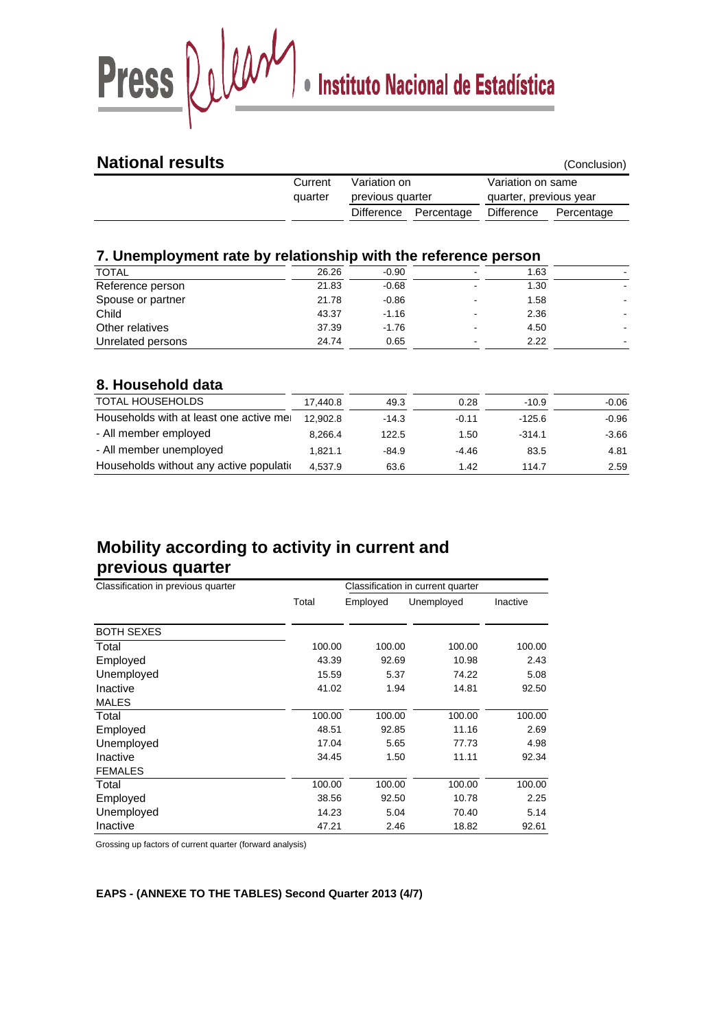## National results

(Conclusion)

| | Current quarter | Variation on previous quarter | | Variation on same quarter, previous year | |
|---|---|---|---|---|---|
| | | Difference | Percentage | Difference | Percentage |
| **7. Unemployment rate by relationship with the reference person** | | | | | |
| TOTAL | 26.26 | -0.90 | - | 1.63 | - |
| Reference person | 21.83 | -0.68 | - | 1.30 | - |
| Spouse or partner | 21.78 | -0.86 | - | 1.58 | - |
| Child | 43.37 | -1.16 | - | 2.36 | - |
| Other relatives | 37.39 | -1.76 | - | 4.50 | - |
| Unrelated persons | 24.74 | 0.65 | - | 2.22 | - |
| **8. Household data** | | | | | |
| TOTAL HOUSEHOLDS | 17,440.8 | 49.3 | 0.28 | -10.9 | -0.06 |
| Households with at least one active mei | 12,902.8 | -14.3 | -0.11 | -125.6 | -0.96 |
| - All member employed | 8,266.4 | 122.5 | 1.50 | -314.1 | -3.66 |
| - All member unemployed | 1,821.1 | -84.9 | -4.46 | 83.5 | 4.81 |
| Households without any active populatio | 4,537.9 | 63.6 | 1.42 | 114.7 | 2.59 |

## Mobility according to activity in current and previous quarter

| Classification in previous quarter | Classification in current quarter | | | |
|---|---|---|---|---|
| | Total | Employed | Unemployed | Inactive |
| **BOTH SEXES** | | | | |
| Total | 100.00 | 100.00 | 100.00 | 100.00 |
| Employed | 43.39 | 92.69 | 10.98 | 2.43 |
| Unemployed | 15.59 | 5.37 | 74.22 | 5.08 |
| Inactive | 41.02 | 1.94 | 14.81 | 92.50 |
| **MALES** | | | | |
| Total | 100.00 | 100.00 | 100.00 | 100.00 |
| Employed | 48.51 | 92.85 | 11.16 | 2.69 |
| Unemployed | 17.04 | 5.65 | 77.73 | 4.98 |
| Inactive | 34.45 | 1.50 | 11.11 | 92.34 |
| **FEMALES** | | | | |
| Total | 100.00 | 100.00 | 100.00 | 100.00 |
| Employed | 38.56 | 92.50 | 10.78 | 2.25 |
| Unemployed | 14.23 | 5.04 | 70.40 | 5.14 |
| Inactive | 47.21 | 2.46 | 18.82 | 92.61 |

Grossing up factors of current quarter (forward analysis)

**EAPS - (ANNEXE TO THE TABLES) Second Quarter 2013 (4/7)**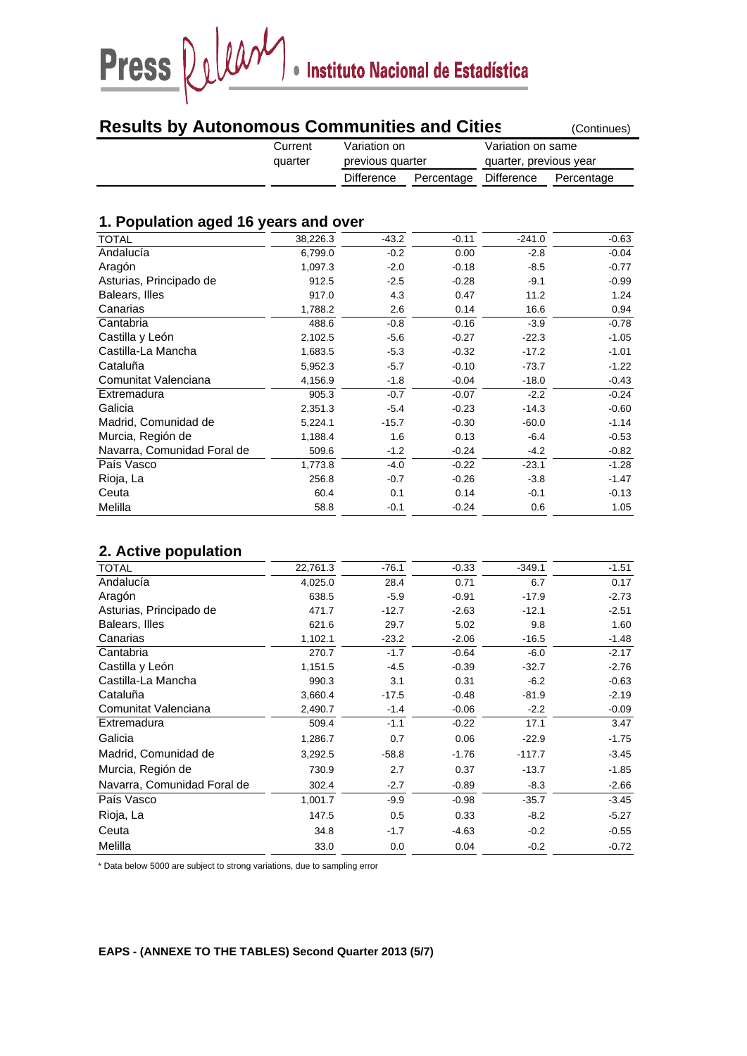## Results by Autonomous Communities and Cities (Continues)

| | Current quarter | Variation on previous quarter | | Variation on same quarter, previous year | |
|---|---|---|---|---|---|
| | | Difference | Percentage | Difference | Percentage |

### 1. Population aged 16 years and over

| | | | | | |
|---|---|---|---|---|---|
| TOTAL | 38,226.3 | -43.2 | -0.11 | -241.0 | -0.63 |
| Andalucía | 6,799.0 | -0.2 | 0.00 | -2.8 | -0.04 |
| Aragón | 1,097.3 | -2.0 | -0.18 | -8.5 | -0.77 |
| Asturias, Principado de | 912.5 | -2.5 | -0.28 | -9.1 | -0.99 |
| Balears, Illes | 917.0 | 4.3 | 0.47 | 11.2 | 1.24 |
| Canarias | 1,788.2 | 2.6 | 0.14 | 16.6 | 0.94 |
| Cantabria | 488.6 | -0.8 | -0.16 | -3.9 | -0.78 |
| Castilla y León | 2,102.5 | -5.6 | -0.27 | -22.3 | -1.05 |
| Castilla-La Mancha | 1,683.5 | -5.3 | -0.32 | -17.2 | -1.01 |
| Cataluña | 5,952.3 | -5.7 | -0.10 | -73.7 | -1.22 |
| Comunitat Valenciana | 4,156.9 | -1.8 | -0.04 | -18.0 | -0.43 |
| Extremadura | 905.3 | -0.7 | -0.07 | -2.2 | -0.24 |
| Galicia | 2,351.3 | -5.4 | -0.23 | -14.3 | -0.60 |
| Madrid, Comunidad de | 5,224.1 | -15.7 | -0.30 | -60.0 | -1.14 |
| Murcia, Región de | 1,188.4 | 1.6 | 0.13 | -6.4 | -0.53 |
| Navarra, Comunidad Foral de | 509.6 | -1.2 | -0.24 | -4.2 | -0.82 |
| País Vasco | 1,773.8 | -4.0 | -0.22 | -23.1 | -1.28 |
| Rioja, La | 256.8 | -0.7 | -0.26 | -3.8 | -1.47 |
| Ceuta | 60.4 | 0.1 | 0.14 | -0.1 | -0.13 |
| Melilla | 58.8 | -0.1 | -0.24 | 0.6 | 1.05 |

### 2. Active population

| | | | | | |
|---|---|---|---|---|---|
| TOTAL | 22,761.3 | -76.1 | -0.33 | -349.1 | -1.51 |
| Andalucía | 4,025.0 | 28.4 | 0.71 | 6.7 | 0.17 |
| Aragón | 638.5 | -5.9 | -0.91 | -17.9 | -2.73 |
| Asturias, Principado de | 471.7 | -12.7 | -2.63 | -12.1 | -2.51 |
| Balears, Illes | 621.6 | 29.7 | 5.02 | 9.8 | 1.60 |
| Canarias | 1,102.1 | -23.2 | -2.06 | -16.5 | -1.48 |
| Cantabria | 270.7 | -1.7 | -0.64 | -6.0 | -2.17 |
| Castilla y León | 1,151.5 | -4.5 | -0.39 | -32.7 | -2.76 |
| Castilla-La Mancha | 990.3 | 3.1 | 0.31 | -6.2 | -0.63 |
| Cataluña | 3,660.4 | -17.5 | -0.48 | -81.9 | -2.19 |
| Comunitat Valenciana | 2,490.7 | -1.4 | -0.06 | -2.2 | -0.09 |
| Extremadura | 509.4 | -1.1 | -0.22 | 17.1 | 3.47 |
| Galicia | 1,286.7 | 0.7 | 0.06 | -22.9 | -1.75 |
| Madrid, Comunidad de | 3,292.5 | -58.8 | -1.76 | -117.7 | -3.45 |
| Murcia, Región de | 730.9 | 2.7 | 0.37 | -13.7 | -1.85 |
| Navarra, Comunidad Foral de | 302.4 | -2.7 | -0.89 | -8.3 | -2.66 |
| País Vasco | 1,001.7 | -9.9 | -0.98 | -35.7 | -3.45 |
| Rioja, La | 147.5 | 0.5 | 0.33 | -8.2 | -5.27 |
| Ceuta | 34.8 | -1.7 | -4.63 | -0.2 | -0.55 |
| Melilla | 33.0 | 0.0 | 0.04 | -0.2 | -0.72 |

* Data below 5000 are subject to strong variations, due to sampling error

**EAPS - (ANNEXE TO THE TABLES) Second Quarter 2013 (5/7)**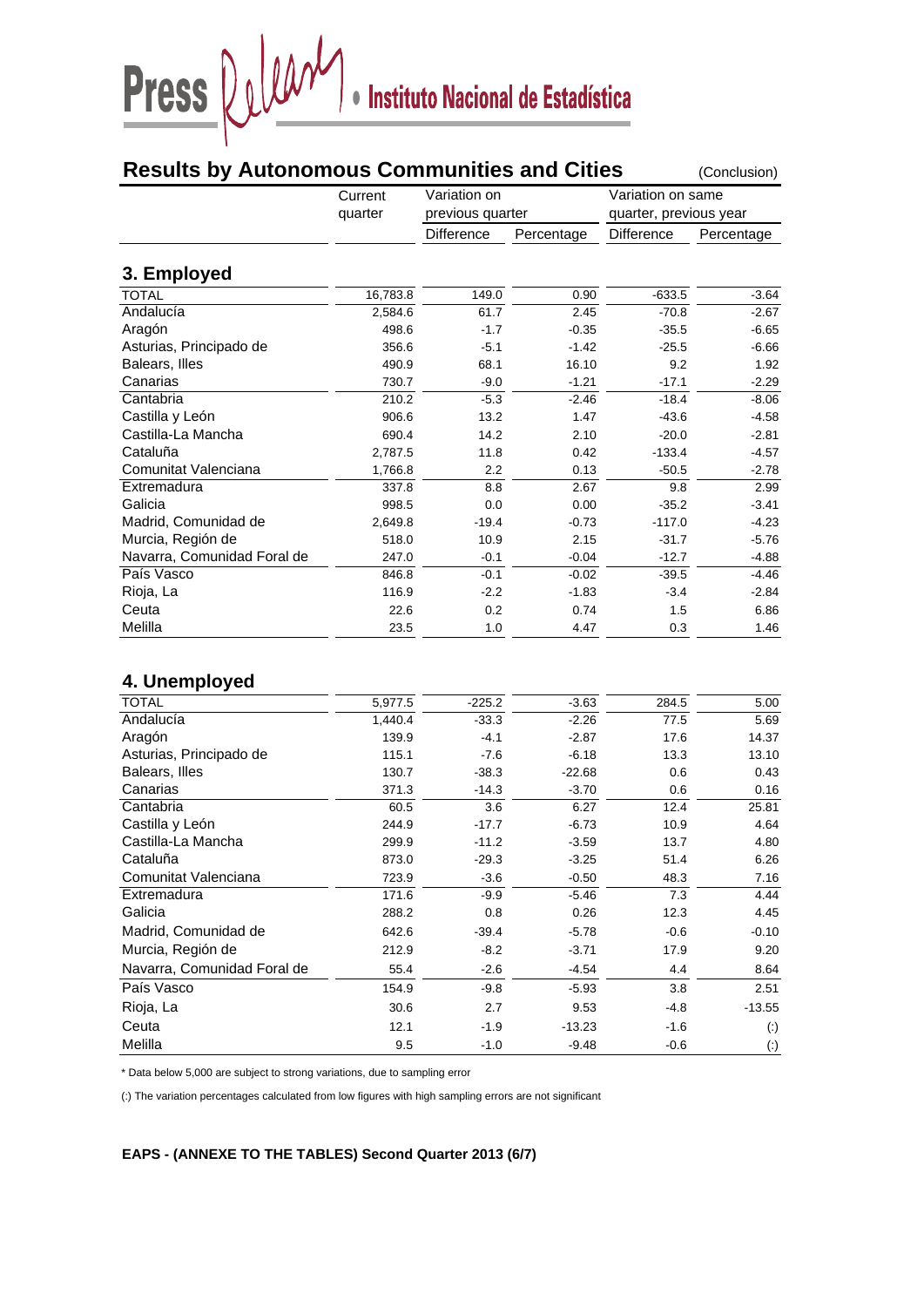## Results by Autonomous Communities and Cities

(Conclusion)

### 3. Employed

| | Current quarter | Variation on previous quarter | | Variation on same quarter, previous year | |
|---|---|---|---|---|---|
| | | Difference | Percentage | Difference | Percentage |
| TOTAL | 16,783.8 | 149.0 | 0.90 | -633.5 | -3.64 |
| Andalucía | 2,584.6 | 61.7 | 2.45 | -70.8 | -2.67 |
| Aragón | 498.6 | -1.7 | -0.35 | -35.5 | -6.65 |
| Asturias, Principado de | 356.6 | -5.1 | -1.42 | -25.5 | -6.66 |
| Balears, Illes | 490.9 | 68.1 | 16.10 | 9.2 | 1.92 |
| Canarias | 730.7 | -9.0 | -1.21 | -17.1 | -2.29 |
| Cantabria | 210.2 | -5.3 | -2.46 | -18.4 | -8.06 |
| Castilla y León | 906.6 | 13.2 | 1.47 | -43.6 | -4.58 |
| Castilla-La Mancha | 690.4 | 14.2 | 2.10 | -20.0 | -2.81 |
| Cataluña | 2,787.5 | 11.8 | 0.42 | -133.4 | -4.57 |
| Comunitat Valenciana | 1,766.8 | 2.2 | 0.13 | -50.5 | -2.78 |
| Extremadura | 337.8 | 8.8 | 2.67 | 9.8 | 2.99 |
| Galicia | 998.5 | 0.0 | 0.00 | -35.2 | -3.41 |
| Madrid, Comunidad de | 2,649.8 | -19.4 | -0.73 | -117.0 | -4.23 |
| Murcia, Región de | 518.0 | 10.9 | 2.15 | -31.7 | -5.76 |
| Navarra, Comunidad Foral de | 247.0 | -0.1 | -0.04 | -12.7 | -4.88 |
| País Vasco | 846.8 | -0.1 | -0.02 | -39.5 | -4.46 |
| Rioja, La | 116.9 | -2.2 | -1.83 | -3.4 | -2.84 |
| Ceuta | 22.6 | 0.2 | 0.74 | 1.5 | 6.86 |
| Melilla | 23.5 | 1.0 | 4.47 | 0.3 | 1.46 |

### 4. Unemployed

| | Current quarter | Variation on previous quarter | | Variation on same quarter, previous year | |
|---|---|---|---|---|---|
| | | Difference | Percentage | Difference | Percentage |
| TOTAL | 5,977.5 | -225.2 | -3.63 | 284.5 | 5.00 |
| Andalucía | 1,440.4 | -33.3 | -2.26 | 77.5 | 5.69 |
| Aragón | 139.9 | -4.1 | -2.87 | 17.6 | 14.37 |
| Asturias, Principado de | 115.1 | -7.6 | -6.18 | 13.3 | 13.10 |
| Balears, Illes | 130.7 | -38.3 | -22.68 | 0.6 | 0.43 |
| Canarias | 371.3 | -14.3 | -3.70 | 0.6 | 0.16 |
| Cantabria | 60.5 | 3.6 | 6.27 | 12.4 | 25.81 |
| Castilla y León | 244.9 | -17.7 | -6.73 | 10.9 | 4.64 |
| Castilla-La Mancha | 299.9 | -11.2 | -3.59 | 13.7 | 4.80 |
| Cataluña | 873.0 | -29.3 | -3.25 | 51.4 | 6.26 |
| Comunitat Valenciana | 723.9 | -3.6 | -0.50 | 48.3 | 7.16 |
| Extremadura | 171.6 | -9.9 | -5.46 | 7.3 | 4.44 |
| Galicia | 288.2 | 0.8 | 0.26 | 12.3 | 4.45 |
| Madrid, Comunidad de | 642.6 | -39.4 | -5.78 | -0.6 | -0.10 |
| Murcia, Región de | 212.9 | -8.2 | -3.71 | 17.9 | 9.20 |
| Navarra, Comunidad Foral de | 55.4 | -2.6 | -4.54 | 4.4 | 8.64 |
| País Vasco | 154.9 | -9.8 | -5.93 | 3.8 | 2.51 |
| Rioja, La | 30.6 | 2.7 | 9.53 | -4.8 | -13.55 |
| Ceuta | 12.1 | -1.9 | -13.23 | -1.6 | (:) |
| Melilla | 9.5 | -1.0 | -9.48 | -0.6 | (:) |

* Data below 5,000 are subject to strong variations, due to sampling error

(:) The variation percentages calculated from low figures with high sampling errors are not significant

**EAPS - (ANNEXE TO THE TABLES) Second Quarter 2013 (6/7)**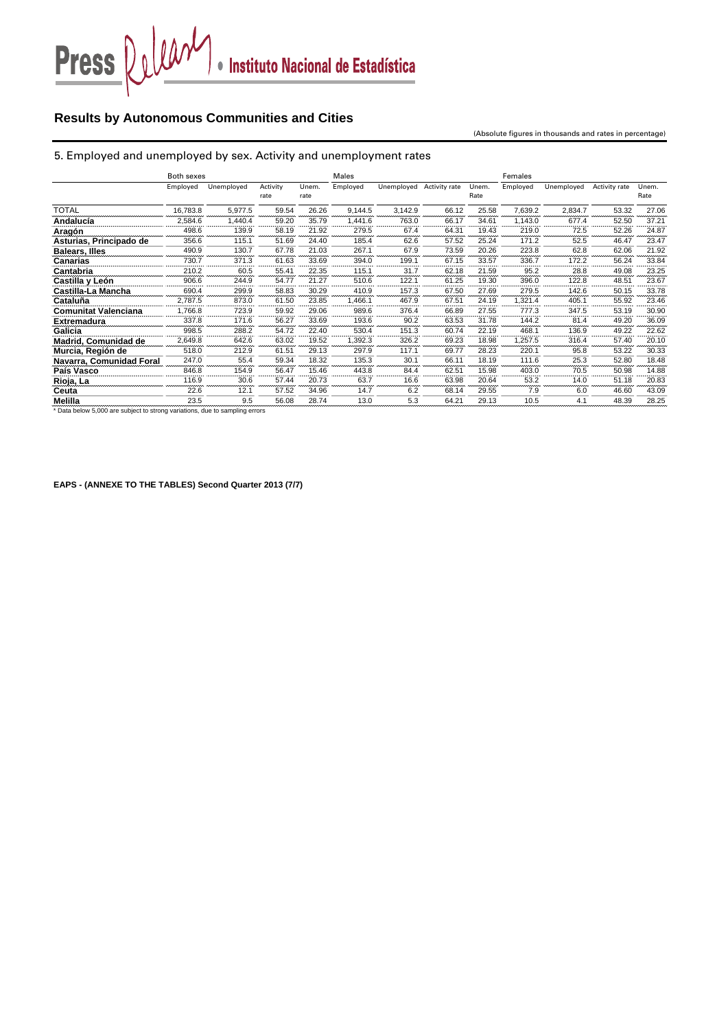## Results by Autonomous Communities and Cities

(Absolute figures in thousands and rates in percentage)

### 5. Employed and unemployed by sex. Activity and unemployment rates

| | Both sexes | | | | Males | | | | Females | | | |
|---|---|---|---|---|---|---|---|---|---|---|---|---|
| | Employed | Unemployed | Activity rate | Unem. rate | Employed | Unemployed | Activity rate | Unem. Rate | Employed | Unemployed | Activity rate | Unem. Rate |
| TOTAL | 16,783.8 | 5,977.5 | 59.54 | 26.26 | 9,144.5 | 3,142.9 | 66.12 | 25.58 | 7,639.2 | 2,834.7 | 53.32 | 27.06 |
| **Andalucía** | 2,584.6 | 1,440.4 | 59.20 | 35.79 | 1,441.6 | 763.0 | 66.17 | 34.61 | 1,143.0 | 677.4 | 52.50 | 37.21 |
| **Aragón** | 498.6 | 139.9 | 58.19 | 21.92 | 279.5 | 67.4 | 64.31 | 19.43 | 219.0 | 72.5 | 52.26 | 24.87 |
| **Asturias, Principado de** | 356.6 | 115.1 | 51.69 | 24.40 | 185.4 | 62.6 | 57.52 | 25.24 | 171.2 | 52.5 | 46.47 | 23.47 |
| **Balears, Illes** | 490.9 | 130.7 | 67.78 | 21.03 | 267.1 | 67.9 | 73.59 | 20.26 | 223.8 | 62.8 | 62.06 | 21.92 |
| **Canarias** | 730.7 | 371.3 | 61.63 | 33.69 | 394.0 | 199.1 | 67.15 | 33.57 | 336.7 | 172.2 | 56.24 | 33.84 |
| **Cantabria** | 210.2 | 60.5 | 55.41 | 22.35 | 115.1 | 31.7 | 62.18 | 21.59 | 95.2 | 28.8 | 49.08 | 23.25 |
| **Castilla y León** | 906.6 | 244.9 | 54.77 | 21.27 | 510.6 | 122.1 | 61.25 | 19.30 | 396.0 | 122.8 | 48.51 | 23.67 |
| **Castilla-La Mancha** | 690.4 | 299.9 | 58.83 | 30.29 | 410.9 | 157.3 | 67.50 | 27.69 | 279.5 | 142.6 | 50.15 | 33.78 |
| **Cataluña** | 2,787.5 | 873.0 | 61.50 | 23.85 | 1,466.1 | 467.9 | 67.51 | 24.19 | 1,321.4 | 405.1 | 55.92 | 23.46 |
| **Comunitat Valenciana** | 1,766.8 | 723.9 | 59.92 | 29.06 | 989.6 | 376.4 | 66.89 | 27.55 | 777.3 | 347.5 | 53.19 | 30.90 |
| **Extremadura** | 337.8 | 171.6 | 56.27 | 33.69 | 193.6 | 90.2 | 63.53 | 31.78 | 144.2 | 81.4 | 49.20 | 36.09 |
| **Galicia** | 998.5 | 288.2 | 54.72 | 22.40 | 530.4 | 151.3 | 60.74 | 22.19 | 468.1 | 136.9 | 49.22 | 22.62 |
| **Madrid, Comunidad de** | 2,649.8 | 642.6 | 63.02 | 19.52 | 1,392.3 | 326.2 | 69.23 | 18.98 | 1,257.5 | 316.4 | 57.40 | 20.10 |
| **Murcia, Región de** | 518.0 | 212.9 | 61.51 | 29.13 | 297.9 | 117.1 | 69.77 | 28.23 | 220.1 | 95.8 | 53.22 | 30.33 |
| **Navarra, Comunidad Foral** | 247.0 | 55.4 | 59.34 | 18.32 | 135.3 | 30.1 | 66.11 | 18.19 | 111.6 | 25.3 | 52.80 | 18.48 |
| **País Vasco** | 846.8 | 154.9 | 56.47 | 15.46 | 443.8 | 84.4 | 62.51 | 15.98 | 403.0 | 70.5 | 50.98 | 14.88 |
| **Rioja, La** | 116.9 | 30.6 | 57.44 | 20.73 | 63.7 | 16.6 | 63.98 | 20.64 | 53.2 | 14.0 | 51.18 | 20.83 |
| **Ceuta** | 22.6 | 12.1 | 57.52 | 34.96 | 14.7 | 6.2 | 68.14 | 29.55 | 7.9 | 6.0 | 46.60 | 43.09 |
| **Melilla** | 23.5 | 9.5 | 56.08 | 28.74 | 13.0 | 5.3 | 64.21 | 29.13 | 10.5 | 4.1 | 48.39 | 28.25 |

* Data below 5,000 are subject to strong variations, due to sampling errors

**EAPS - (ANNEXE TO THE TABLES) Second Quarter 2013 (7/7)**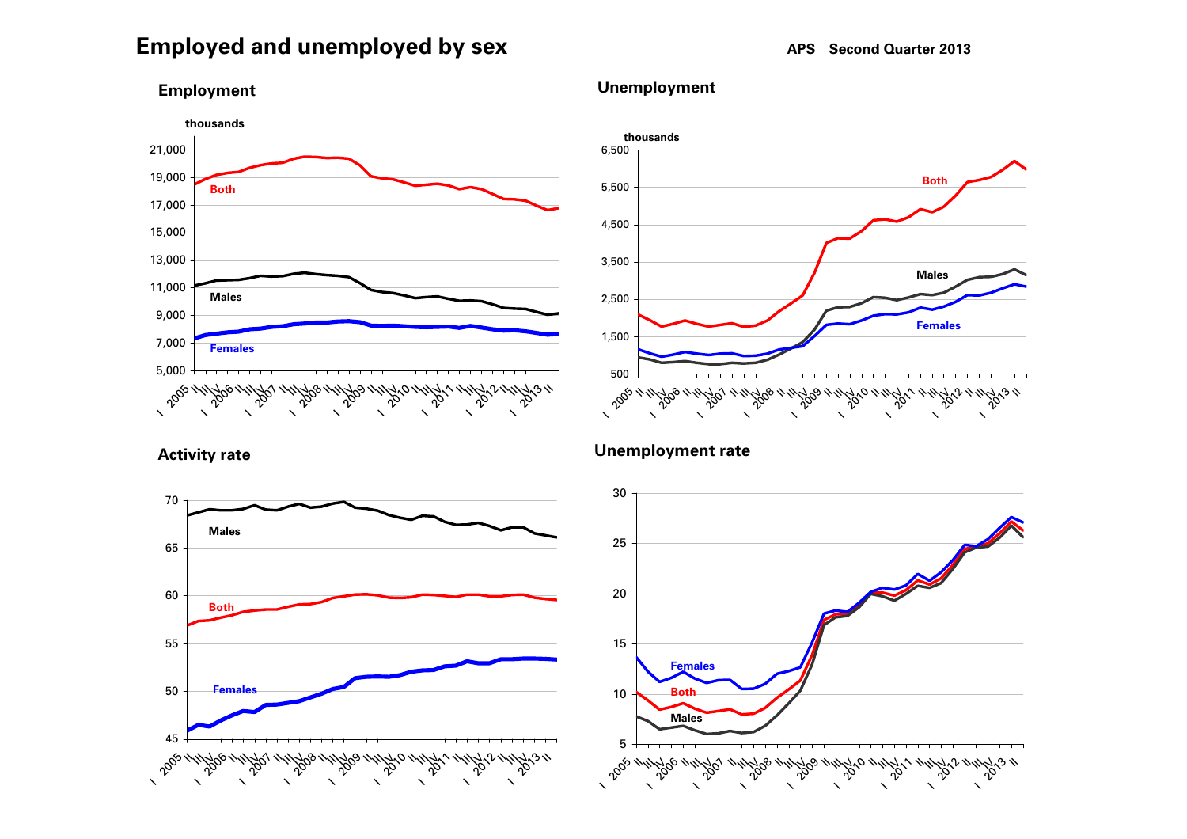# Employed and unemployed by sex

APS Second Quarter 2013

## Employment

thousands

21,000
19,000
17,000
15,000
13,000
11,000
9,000
7,000
5,000

Both
Males
Females

I 2005 II III IV I 2006 II III IV I 2007 II III IV I 2008 II III IV I 2009 II III IV I 2010 II III IV I 2011 II III IV I 2012 II III IV I 2013 II

## Unemployment

thousands

6,500
5,500
4,500
3,500
2,500
1,500
500

Both
Males
Females

I 2005 II III IV I 2006 II III IV I 2007 II III IV I 2008 II III IV I 2009 II III IV I 2010 II III IV I 2011 II III IV I 2012 II III IV I 2013 II

## Activity rate

70
65
60
55
50
45

Males
Both
Females

I 2005 II III IV I 2006 II III IV I 2007 II III IV I 2008 II III IV I 2009 II III IV I 2010 II III IV I 2011 II III IV I 2012 II III IV I 2013 II

## Unemployment rate

30
25
20
15
10
5

Females
Both
Males

I 2005 II III IV I 2006 II III IV I 2007 II III IV I 2008 II III IV I 2009 II III IV I 2010 II III IV I 2011 II III IV I 2012 II III IV I 2013 II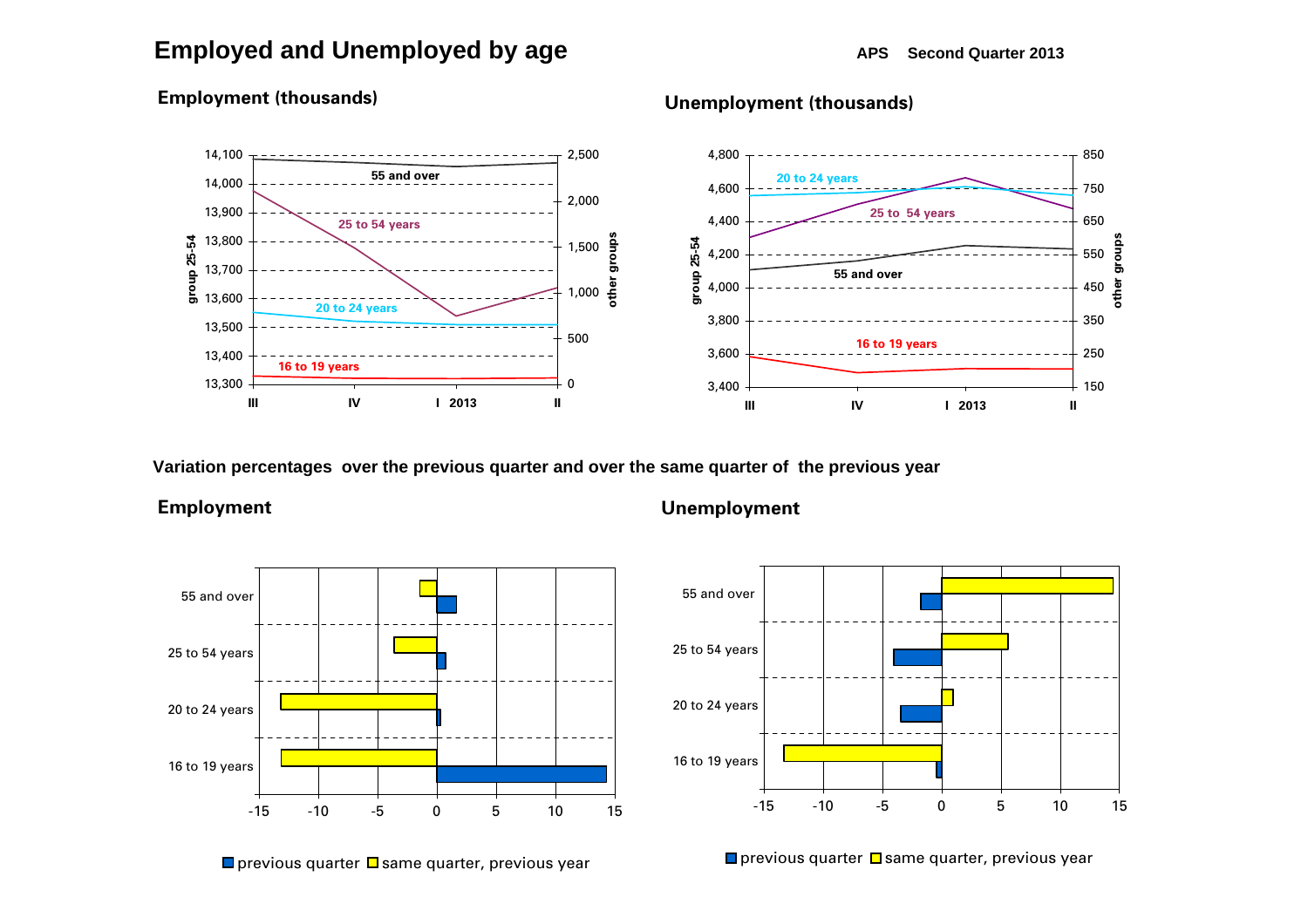# Employed and Unemployed by age

APS Second Quarter 2013

## Employment (thousands)

14,100
14,000
13,900
13,800
13,700
13,600
13,500
13,400
13,300

group 25-54

2,500
2,000
1,500
1,000
500
0

other groups

55 and over
25 to 54 years
20 to 24 years
16 to 19 years

III
IV
I 2013
II

## Unemployment (thousands)

4,800
4,600
4,400
4,200
4,000
3,800
3,600
3,400

group 25-54

850
750
650
550
450
350
250
150

other groups

20 to 24 years
25 to 54 years
55 and over
16 to 19 years

III
IV
I 2013
II

## Variation percentages over the previous quarter and over the same quarter of the previous year

### Employment

55 and over
25 to 54 years
20 to 24 years
16 to 19 years

-15
-10
-5
0
5
10
15

previous quarter
same quarter, previous year

### Unemployment

55 and over
25 to 54 years
20 to 24 years
16 to 19 years

-15
-10
-5
0
5
10
15

previous quarter
same quarter, previous year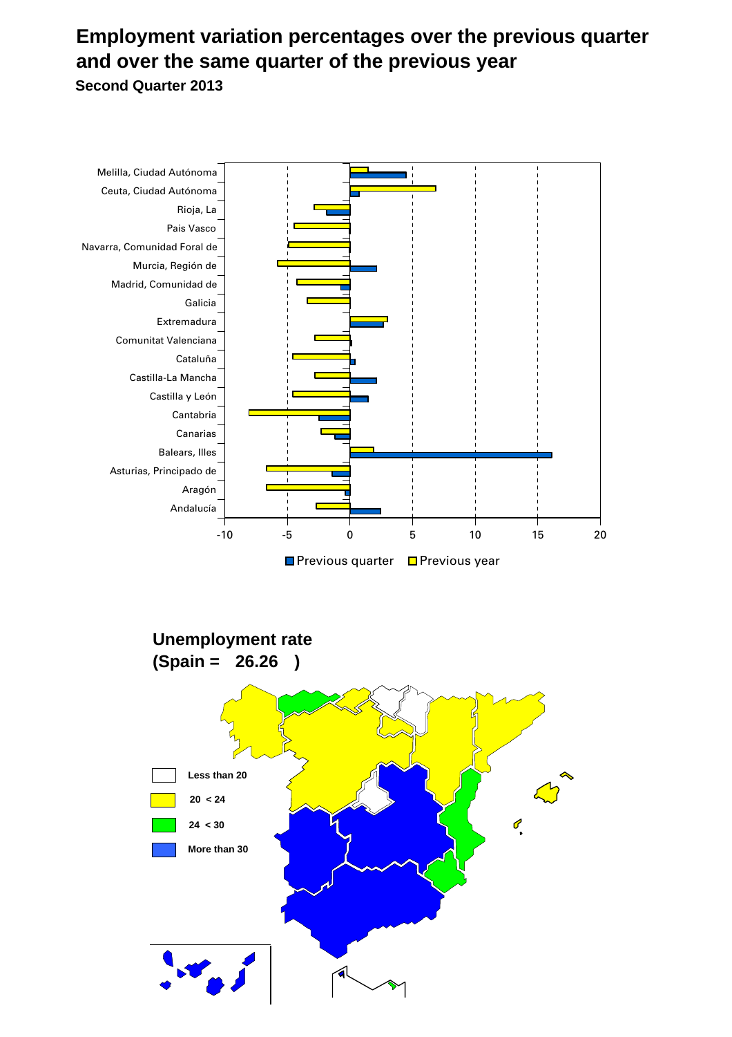# Employment variation percentages over the previous quarter and over the same quarter of the previous year

**Second Quarter 2013**

Melilla, Ciudad Autónoma
Ceuta, Ciudad Autónoma
Rioja, La
Pais Vasco
Navarra, Comunidad Foral de
Murcia, Región de
Madrid, Comunidad de
Galicia
Extremadura
Comunitat Valenciana
Cataluña
Castilla-La Mancha
Castilla y León
Cantabria
Canarias
Balears, Illes
Asturias, Principado de
Aragón
Andalucía

-10 -5 0 5 10 15 20

Previous quarter
Previous year

## Unemployment rate
## (Spain = 26.26 )

Less than 20
20 < 24
24 < 30
More than 30